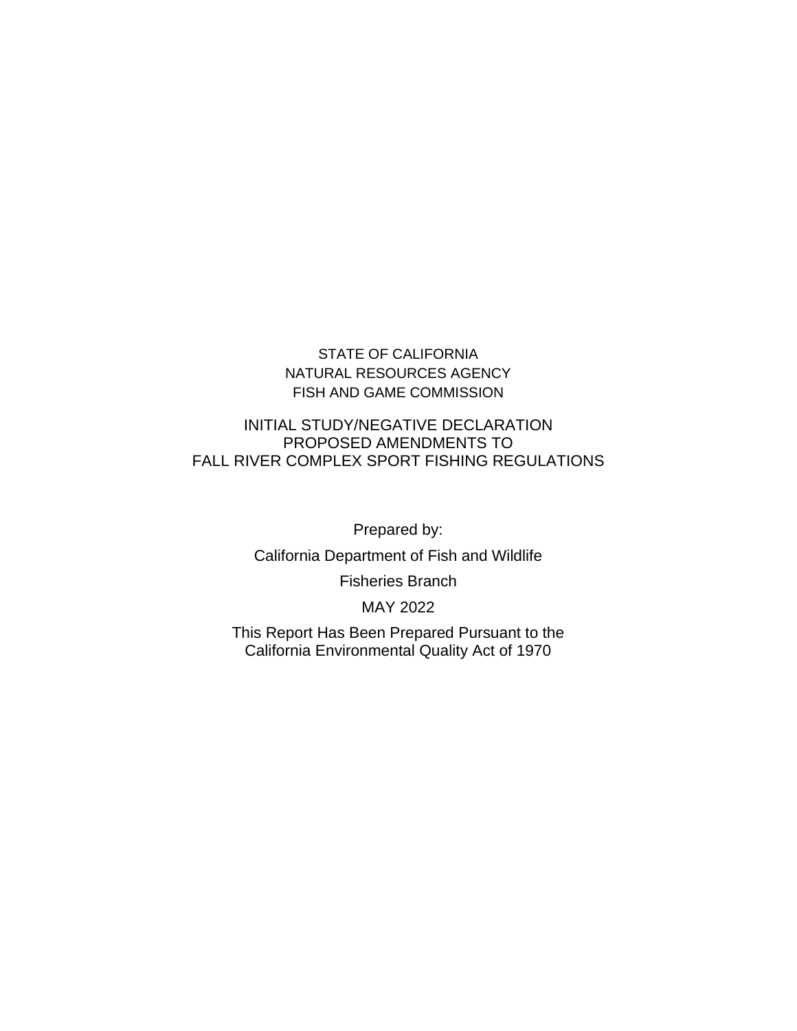STATE OF CALIFORNIA
NATURAL RESOURCES AGENCY
FISH AND GAME COMMISSION

# INITIAL STUDY/NEGATIVE DECLARATION
# PROPOSED AMENDMENTS TO
# FALL RIVER COMPLEX SPORT FISHING REGULATIONS

Prepared by:

California Department of Fish and Wildlife

Fisheries Branch

MAY 2022

This Report Has Been Prepared Pursuant to the
California Environmental Quality Act of 1970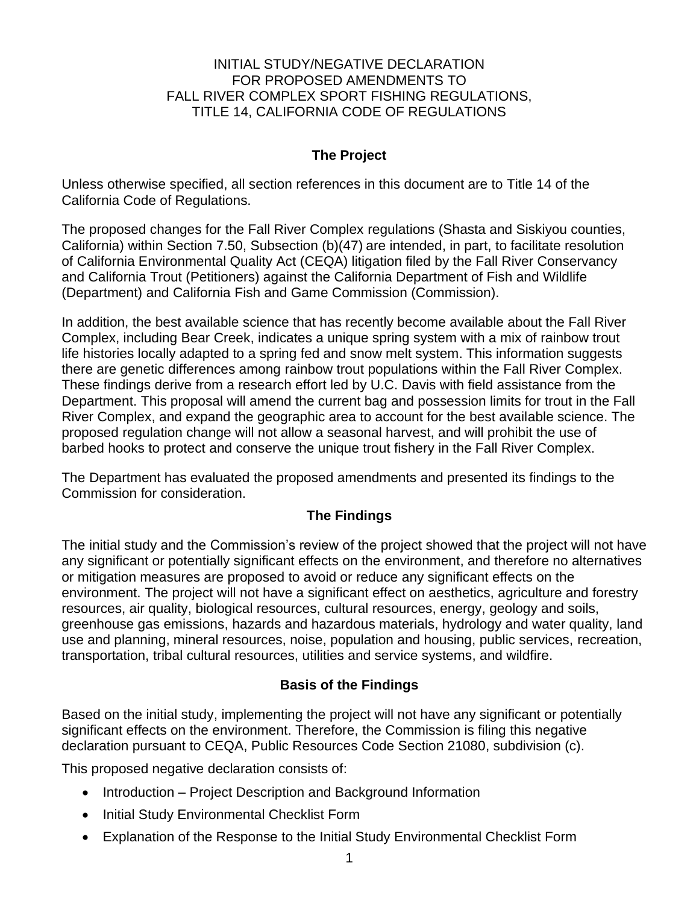INITIAL STUDY/NEGATIVE DECLARATION
FOR PROPOSED AMENDMENTS TO
FALL RIVER COMPLEX SPORT FISHING REGULATIONS,
TITLE 14, CALIFORNIA CODE OF REGULATIONS

## The Project

Unless otherwise specified, all section references in this document are to Title 14 of the California Code of Regulations.

The proposed changes for the Fall River Complex regulations (Shasta and Siskiyou counties, California) within Section 7.50, Subsection (b)(47) are intended, in part, to facilitate resolution of California Environmental Quality Act (CEQA) litigation filed by the Fall River Conservancy and California Trout (Petitioners) against the California Department of Fish and Wildlife (Department) and California Fish and Game Commission (Commission).

In addition, the best available science that has recently become available about the Fall River Complex, including Bear Creek, indicates a unique spring system with a mix of rainbow trout life histories locally adapted to a spring fed and snow melt system. This information suggests there are genetic differences among rainbow trout populations within the Fall River Complex. These findings derive from a research effort led by U.C. Davis with field assistance from the Department. This proposal will amend the current bag and possession limits for trout in the Fall River Complex, and expand the geographic area to account for the best available science. The proposed regulation change will not allow a seasonal harvest, and will prohibit the use of barbed hooks to protect and conserve the unique trout fishery in the Fall River Complex.

The Department has evaluated the proposed amendments and presented its findings to the Commission for consideration.

## The Findings

The initial study and the Commission's review of the project showed that the project will not have any significant or potentially significant effects on the environment, and therefore no alternatives or mitigation measures are proposed to avoid or reduce any significant effects on the environment. The project will not have a significant effect on aesthetics, agriculture and forestry resources, air quality, biological resources, cultural resources, energy, geology and soils, greenhouse gas emissions, hazards and hazardous materials, hydrology and water quality, land use and planning, mineral resources, noise, population and housing, public services, recreation, transportation, tribal cultural resources, utilities and service systems, and wildfire.

## Basis of the Findings

Based on the initial study, implementing the project will not have any significant or potentially significant effects on the environment. Therefore, the Commission is filing this negative declaration pursuant to CEQA, Public Resources Code Section 21080, subdivision (c).

This proposed negative declaration consists of:

- Introduction – Project Description and Background Information
- Initial Study Environmental Checklist Form
- Explanation of the Response to the Initial Study Environmental Checklist Form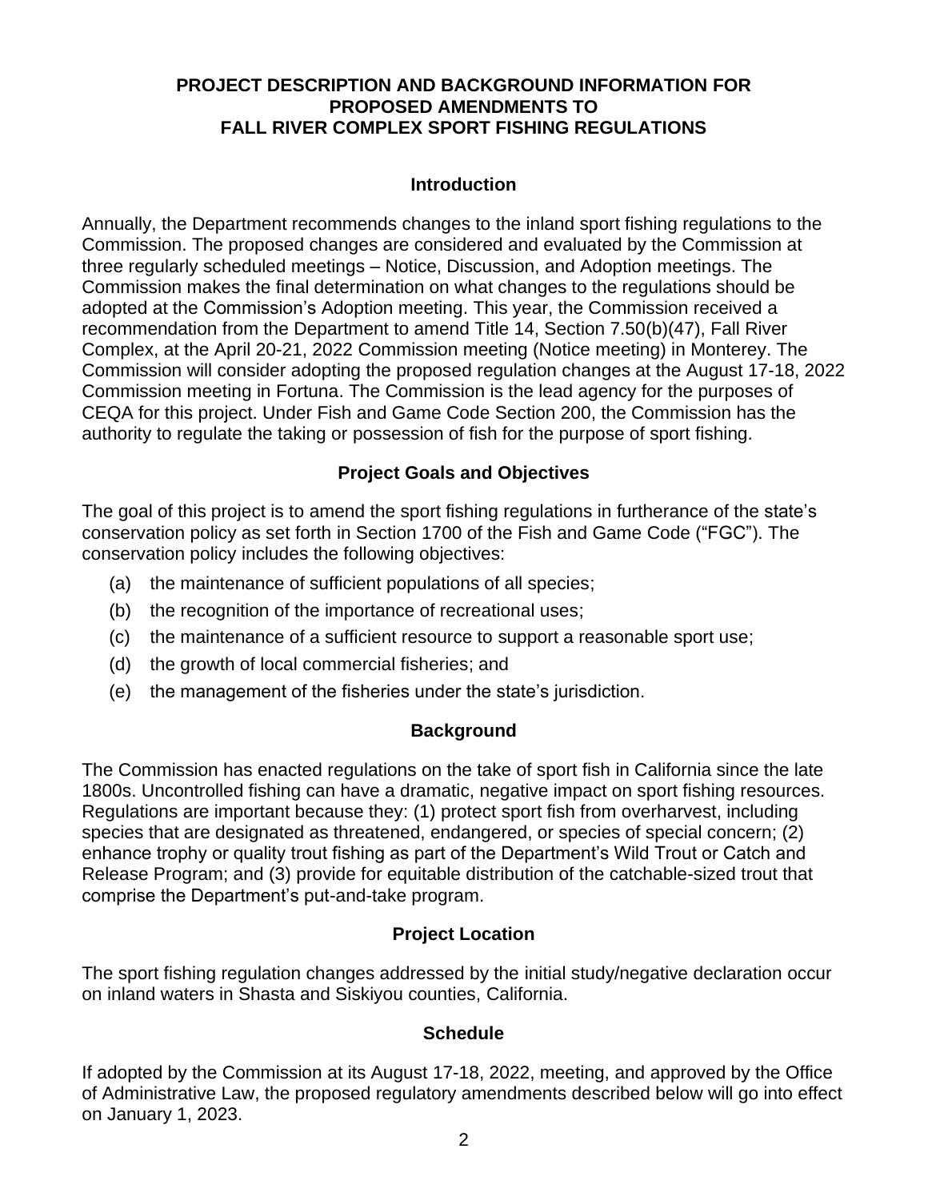# PROJECT DESCRIPTION AND BACKGROUND INFORMATION FOR PROPOSED AMENDMENTS TO FALL RIVER COMPLEX SPORT FISHING REGULATIONS

## Introduction

Annually, the Department recommends changes to the inland sport fishing regulations to the Commission. The proposed changes are considered and evaluated by the Commission at three regularly scheduled meetings – Notice, Discussion, and Adoption meetings. The Commission makes the final determination on what changes to the regulations should be adopted at the Commission's Adoption meeting. This year, the Commission received a recommendation from the Department to amend Title 14, Section 7.50(b)(47), Fall River Complex, at the April 20-21, 2022 Commission meeting (Notice meeting) in Monterey. The Commission will consider adopting the proposed regulation changes at the August 17-18, 2022 Commission meeting in Fortuna. The Commission is the lead agency for the purposes of CEQA for this project. Under Fish and Game Code Section 200, the Commission has the authority to regulate the taking or possession of fish for the purpose of sport fishing.

## Project Goals and Objectives

The goal of this project is to amend the sport fishing regulations in furtherance of the state's conservation policy as set forth in Section 1700 of the Fish and Game Code ("FGC"). The conservation policy includes the following objectives:

(a) the maintenance of sufficient populations of all species;

(b) the recognition of the importance of recreational uses;

(c) the maintenance of a sufficient resource to support a reasonable sport use;

(d) the growth of local commercial fisheries; and

(e) the management of the fisheries under the state's jurisdiction.

## Background

The Commission has enacted regulations on the take of sport fish in California since the late 1800s. Uncontrolled fishing can have a dramatic, negative impact on sport fishing resources. Regulations are important because they: (1) protect sport fish from overharvest, including species that are designated as threatened, endangered, or species of special concern; (2) enhance trophy or quality trout fishing as part of the Department's Wild Trout or Catch and Release Program; and (3) provide for equitable distribution of the catchable-sized trout that comprise the Department's put-and-take program.

## Project Location

The sport fishing regulation changes addressed by the initial study/negative declaration occur on inland waters in Shasta and Siskiyou counties, California.

## Schedule

If adopted by the Commission at its August 17-18, 2022, meeting, and approved by the Office of Administrative Law, the proposed regulatory amendments described below will go into effect on January 1, 2023.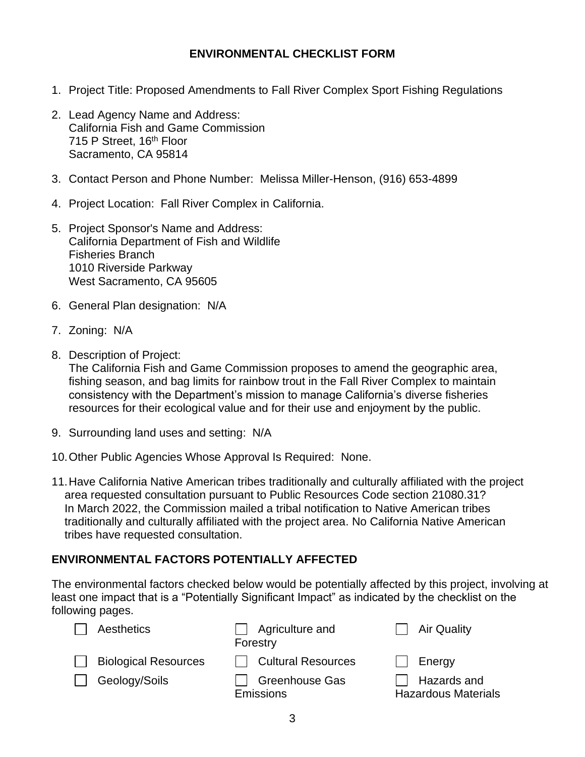## ENVIRONMENTAL CHECKLIST FORM

1. Project Title: Proposed Amendments to Fall River Complex Sport Fishing Regulations

2. Lead Agency Name and Address:
   California Fish and Game Commission
   715 P Street, 16th Floor
   Sacramento, CA 95814

3. Contact Person and Phone Number: Melissa Miller-Henson, (916) 653-4899

4. Project Location: Fall River Complex in California.

5. Project Sponsor's Name and Address:
   California Department of Fish and Wildlife
   Fisheries Branch
   1010 Riverside Parkway
   West Sacramento, CA 95605

6. General Plan designation: N/A

7. Zoning: N/A

8. Description of Project:
   The California Fish and Game Commission proposes to amend the geographic area, fishing season, and bag limits for rainbow trout in the Fall River Complex to maintain consistency with the Department's mission to manage California's diverse fisheries resources for their ecological value and for their use and enjoyment by the public.

9. Surrounding land uses and setting: N/A

10. Other Public Agencies Whose Approval Is Required: None.

11. Have California Native American tribes traditionally and culturally affiliated with the project area requested consultation pursuant to Public Resources Code section 21080.31?
    In March 2022, the Commission mailed a tribal notification to Native American tribes traditionally and culturally affiliated with the project area. No California Native American tribes have requested consultation.

### ENVIRONMENTAL FACTORS POTENTIALLY AFFECTED

The environmental factors checked below would be potentially affected by this project, involving at least one impact that is a "Potentially Significant Impact" as indicated by the checklist on the following pages.

| | | |
|---|---|---|
| ☐ Aesthetics | ☐ Agriculture and Forestry | ☐ Air Quality |
| ☐ Biological Resources | ☐ Cultural Resources | ☐ Energy |
| ☐ Geology/Soils | ☐ Greenhouse Gas Emissions | ☐ Hazards and Hazardous Materials |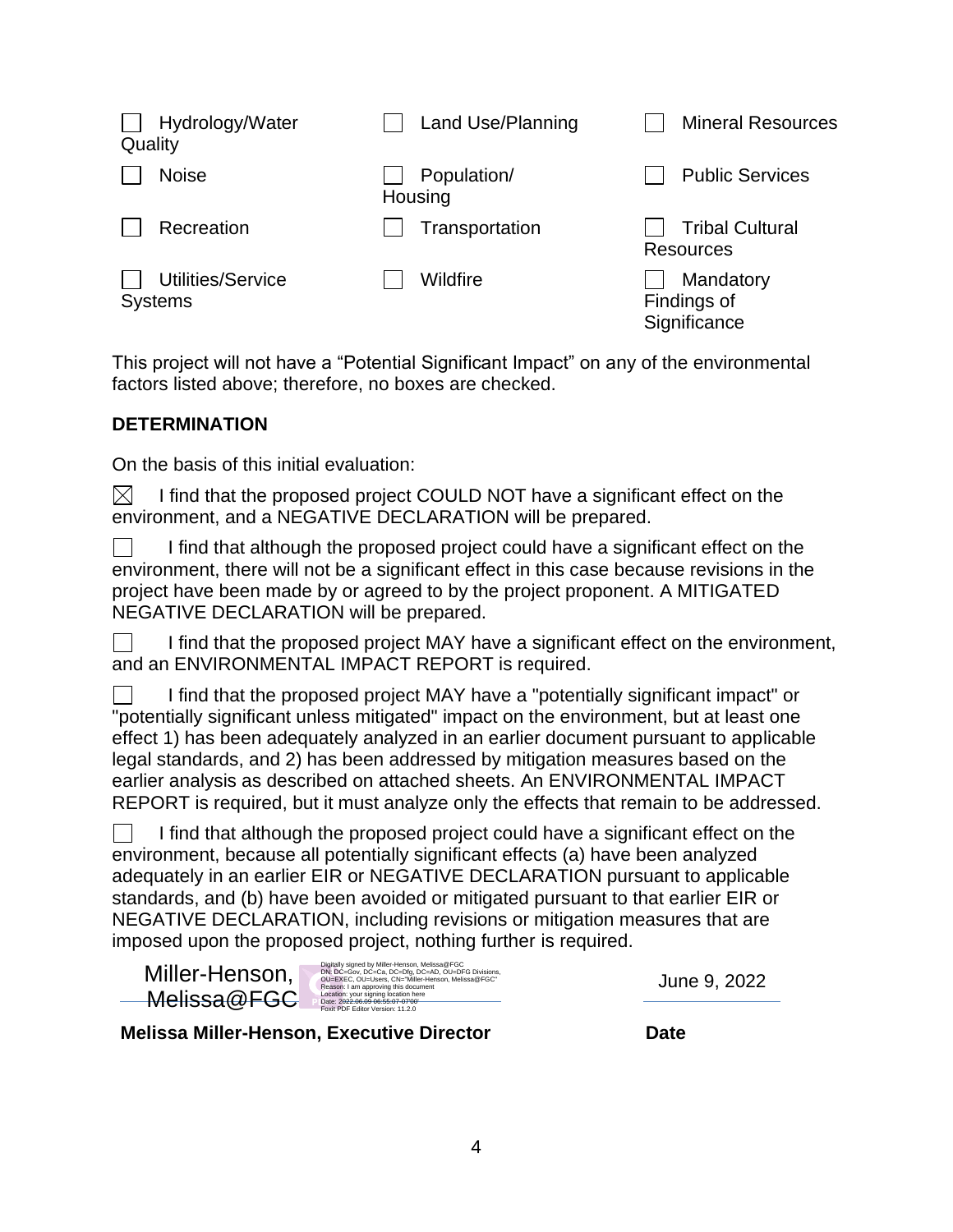| | | |
|---|---|---|
| ☐ Hydrology/Water Quality | ☐ Land Use/Planning | ☐ Mineral Resources |
| ☐ Noise | ☐ Population/ Housing | ☐ Public Services |
| ☐ Recreation | ☐ Transportation | ☐ Tribal Cultural Resources |
| ☐ Utilities/Service Systems | ☐ Wildfire | ☐ Mandatory Findings of Significance |

This project will not have a "Potential Significant Impact" on any of the environmental factors listed above; therefore, no boxes are checked.

**DETERMINATION**

On the basis of this initial evaluation:

☒ I find that the proposed project COULD NOT have a significant effect on the environment, and a NEGATIVE DECLARATION will be prepared.

☐ I find that although the proposed project could have a significant effect on the environment, there will not be a significant effect in this case because revisions in the project have been made by or agreed to by the project proponent. A MITIGATED NEGATIVE DECLARATION will be prepared.

☐ I find that the proposed project MAY have a significant effect on the environment, and an ENVIRONMENTAL IMPACT REPORT is required.

☐ I find that the proposed project MAY have a "potentially significant impact" or "potentially significant unless mitigated" impact on the environment, but at least one effect 1) has been adequately analyzed in an earlier document pursuant to applicable legal standards, and 2) has been addressed by mitigation measures based on the earlier analysis as described on attached sheets. An ENVIRONMENTAL IMPACT REPORT is required, but it must analyze only the effects that remain to be addressed.

☐ I find that although the proposed project could have a significant effect on the environment, because all potentially significant effects (a) have been analyzed adequately in an earlier EIR or NEGATIVE DECLARATION pursuant to applicable standards, and (b) have been avoided or mitigated pursuant to that earlier EIR or NEGATIVE DECLARATION, including revisions or mitigation measures that are imposed upon the proposed project, nothing further is required.

Miller-Henson, Melissa@FGC
Digitally signed by Miller-Henson, Melissa@FGC
DN: DC=Gov, DC=Ca, DC=Dfg, DC=AD, OU=DFG Divisions, OU=EXEC, OU=Users, CN="Miller-Henson, Melissa@FGC"
Reason: I am approving this document
Location: your signing location here
Date: 2022.06.09 06:55:07-07'00'
Foxit PDF Editor Version: 11.2.0

June 9, 2022

**Melissa Miller-Henson, Executive Director** **Date**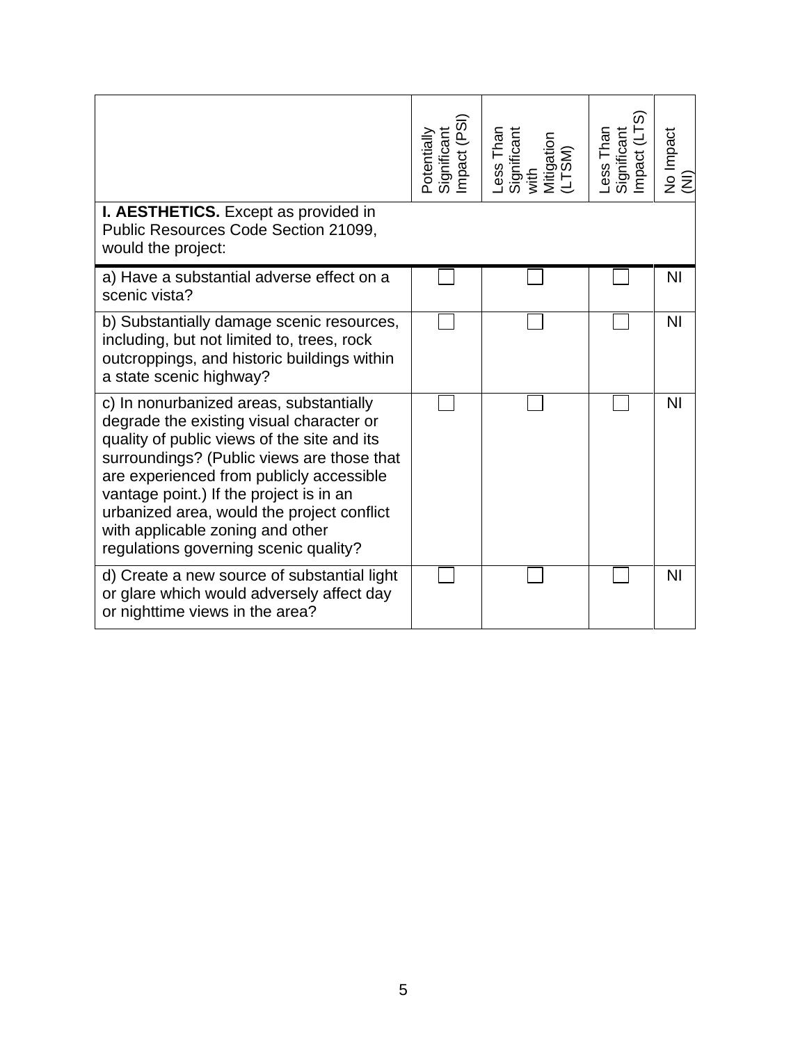| | Potentially Significant Impact (PSI) | Less Than Significant with Mitigation (LTSM) | Less Than Significant Impact (LTS) | No Impact (NI) |
|---|---|---|---|---|
| **I. AESTHETICS.** Except as provided in Public Resources Code Section 21099, would the project: | | | | |
| a) Have a substantial adverse effect on a scenic vista? | ☐ | ☐ | ☐ | NI |
| b) Substantially damage scenic resources, including, but not limited to, trees, rock outcroppings, and historic buildings within a state scenic highway? | ☐ | ☐ | ☐ | NI |
| c) In nonurbanized areas, substantially degrade the existing visual character or quality of public views of the site and its surroundings? (Public views are those that are experienced from publicly accessible vantage point.) If the project is in an urbanized area, would the project conflict with applicable zoning and other regulations governing scenic quality? | ☐ | ☐ | ☐ | NI |
| d) Create a new source of substantial light or glare which would adversely affect day or nighttime views in the area? | ☐ | ☐ | ☐ | NI |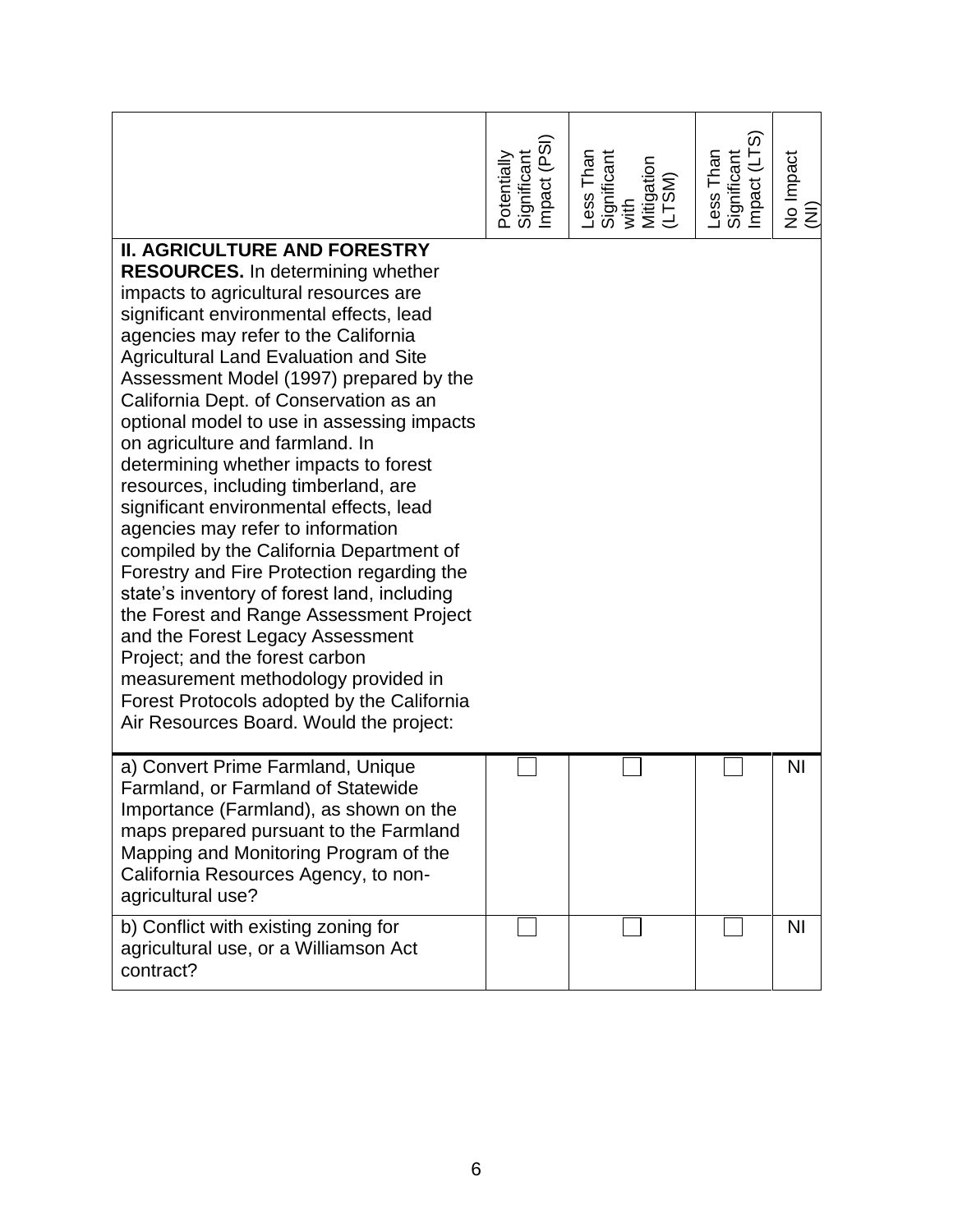| | Potentially Significant Impact (PSI) | Less Than Significant with Mitigation (LTSM) | Less Than Significant Impact (LTS) | No Impact (NI) |
|---|---|---|---|---|
| **II. AGRICULTURE AND FORESTRY RESOURCES.** In determining whether impacts to agricultural resources are significant environmental effects, lead agencies may refer to the California Agricultural Land Evaluation and Site Assessment Model (1997) prepared by the California Dept. of Conservation as an optional model to use in assessing impacts on agriculture and farmland. In determining whether impacts to forest resources, including timberland, are significant environmental effects, lead agencies may refer to information compiled by the California Department of Forestry and Fire Protection regarding the state's inventory of forest land, including the Forest and Range Assessment Project and the Forest Legacy Assessment Project; and the forest carbon measurement methodology provided in Forest Protocols adopted by the California Air Resources Board. Would the project: | | | | |
| a) Convert Prime Farmland, Unique Farmland, or Farmland of Statewide Importance (Farmland), as shown on the maps prepared pursuant to the Farmland Mapping and Monitoring Program of the California Resources Agency, to non-agricultural use? | ☐ | ☐ | ☐ | NI |
| b) Conflict with existing zoning for agricultural use, or a Williamson Act contract? | ☐ | ☐ | ☐ | NI |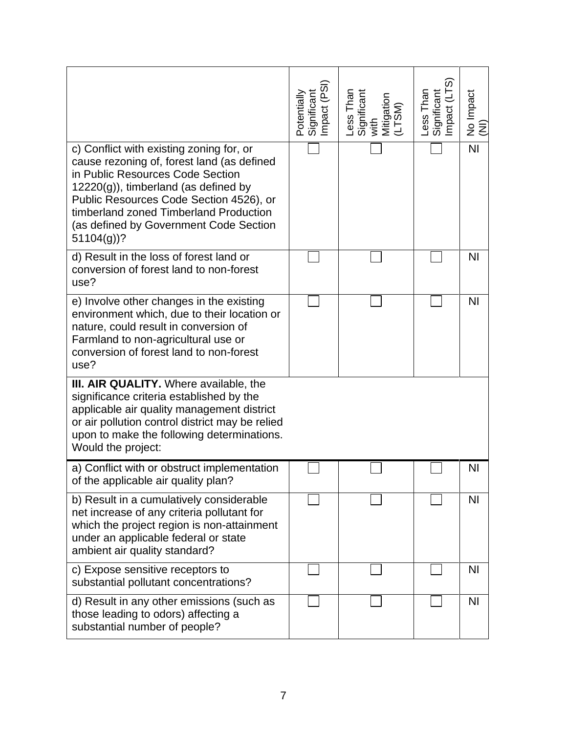| | Potentially Significant Impact (PSI) | Less Than Significant with Mitigation (LTSM) | Less Than Significant Impact (LTS) | No Impact (NI) |
|---|---|---|---|---|
| c) Conflict with existing zoning for, or cause rezoning of, forest land (as defined in Public Resources Code Section 12220(g)), timberland (as defined by Public Resources Code Section 4526), or timberland zoned Timberland Production (as defined by Government Code Section 51104(g))? | ☐ | ☐ | ☐ | NI |
| d) Result in the loss of forest land or conversion of forest land to non-forest use? | ☐ | ☐ | ☐ | NI |
| e) Involve other changes in the existing environment which, due to their location or nature, could result in conversion of Farmland to non-agricultural use or conversion of forest land to non-forest use? | ☐ | ☐ | ☐ | NI |
| **III. AIR QUALITY.** Where available, the significance criteria established by the applicable air quality management district or air pollution control district may be relied upon to make the following determinations. Would the project: | | | | |
| a) Conflict with or obstruct implementation of the applicable air quality plan? | ☐ | ☐ | ☐ | NI |
| b) Result in a cumulatively considerable net increase of any criteria pollutant for which the project region is non-attainment under an applicable federal or state ambient air quality standard? | ☐ | ☐ | ☐ | NI |
| c) Expose sensitive receptors to substantial pollutant concentrations? | ☐ | ☐ | ☐ | NI |
| d) Result in any other emissions (such as those leading to odors) affecting a substantial number of people? | ☐ | ☐ | ☐ | NI |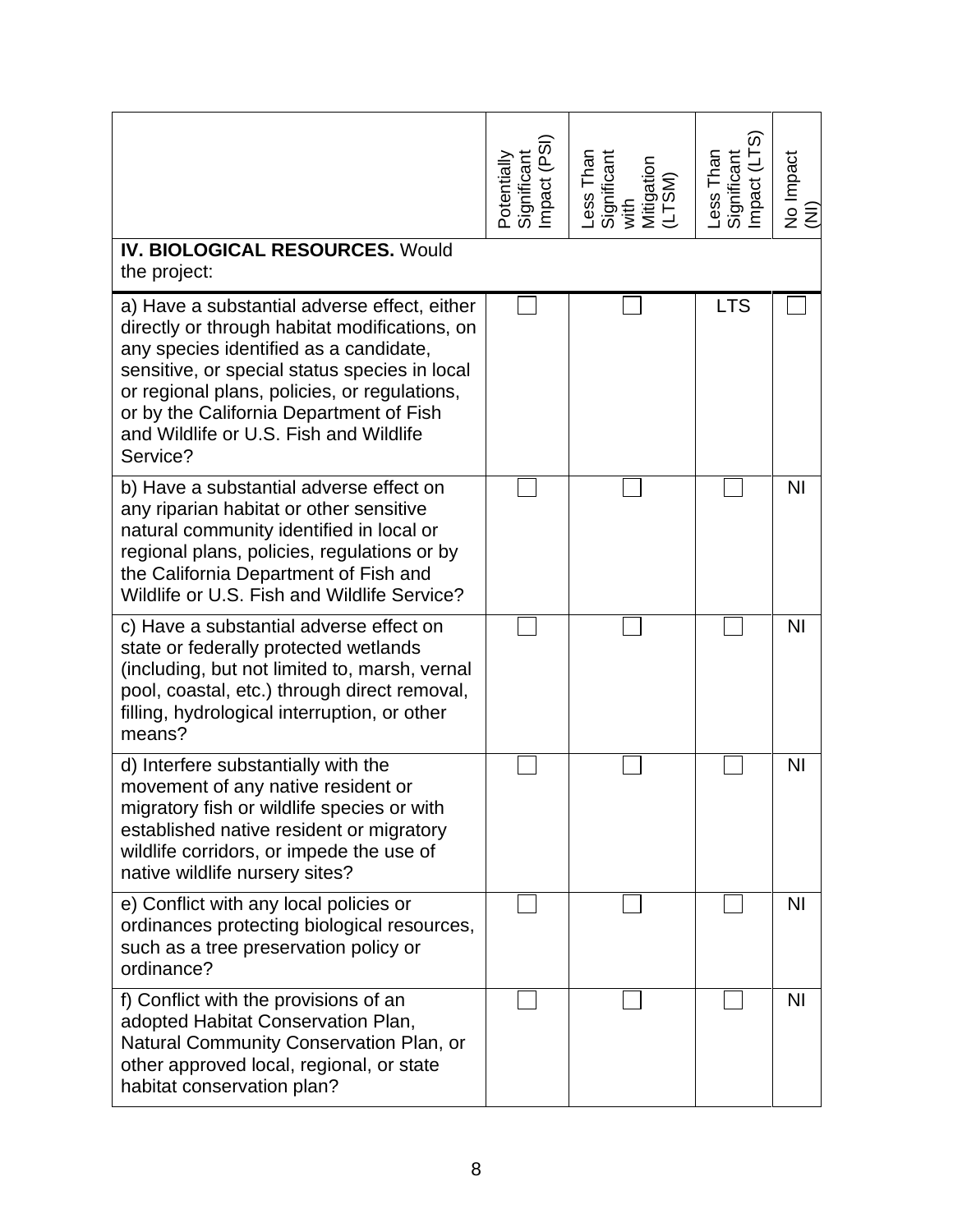| | Potentially Significant Impact (PSI) | Less Than Significant with Mitigation (LTSM) | Less Than Significant Impact (LTS) | No Impact (NI) |
|---|---|---|---|---|
| **IV. BIOLOGICAL RESOURCES.** Would the project: | | | | |
| a) Have a substantial adverse effect, either directly or through habitat modifications, on any species identified as a candidate, sensitive, or special status species in local or regional plans, policies, or regulations, or by the California Department of Fish and Wildlife or U.S. Fish and Wildlife Service? | ☐ | ☐ | LTS | ☐ |
| b) Have a substantial adverse effect on any riparian habitat or other sensitive natural community identified in local or regional plans, policies, regulations or by the California Department of Fish and Wildlife or U.S. Fish and Wildlife Service? | ☐ | ☐ | ☐ | NI |
| c) Have a substantial adverse effect on state or federally protected wetlands (including, but not limited to, marsh, vernal pool, coastal, etc.) through direct removal, filling, hydrological interruption, or other means? | ☐ | ☐ | ☐ | NI |
| d) Interfere substantially with the movement of any native resident or migratory fish or wildlife species or with established native resident or migratory wildlife corridors, or impede the use of native wildlife nursery sites? | ☐ | ☐ | ☐ | NI |
| e) Conflict with any local policies or ordinances protecting biological resources, such as a tree preservation policy or ordinance? | ☐ | ☐ | ☐ | NI |
| f) Conflict with the provisions of an adopted Habitat Conservation Plan, Natural Community Conservation Plan, or other approved local, regional, or state habitat conservation plan? | ☐ | ☐ | ☐ | NI |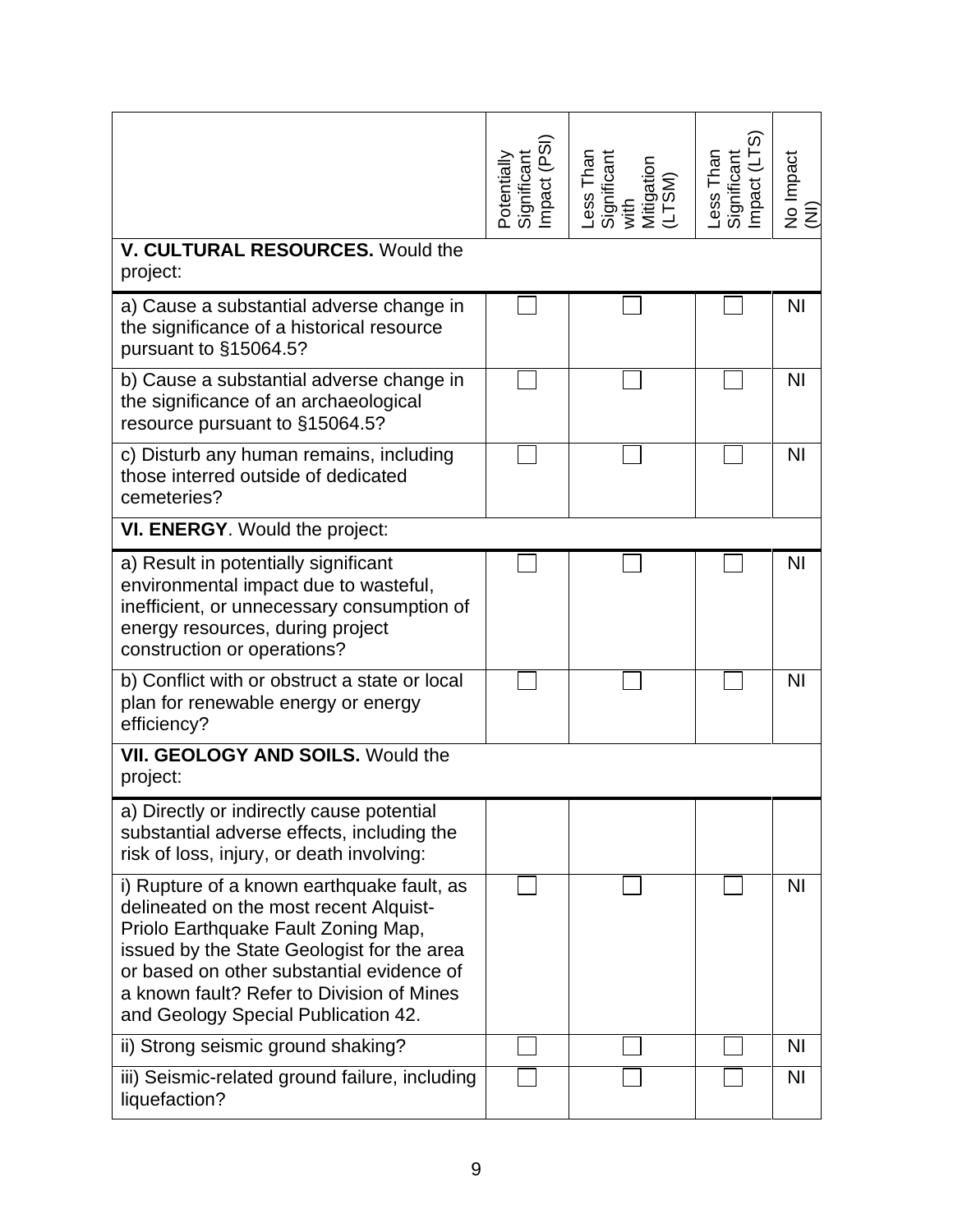| | Potentially Significant Impact (PSI) | Less Than Significant with Mitigation (LTSM) | Less Than Significant Impact (LTS) | No Impact (NI) |
|---|---|---|---|---|
| **V. CULTURAL RESOURCES.** Would the project: | | | | |
| a) Cause a substantial adverse change in the significance of a historical resource pursuant to §15064.5? | ☐ | ☐ | ☐ | NI |
| b) Cause a substantial adverse change in the significance of an archaeological resource pursuant to §15064.5? | ☐ | ☐ | ☐ | NI |
| c) Disturb any human remains, including those interred outside of dedicated cemeteries? | ☐ | ☐ | ☐ | NI |
| **VI. ENERGY**. Would the project: | | | | |
| a) Result in potentially significant environmental impact due to wasteful, inefficient, or unnecessary consumption of energy resources, during project construction or operations? | ☐ | ☐ | ☐ | NI |
| b) Conflict with or obstruct a state or local plan for renewable energy or energy efficiency? | ☐ | ☐ | ☐ | NI |
| **VII. GEOLOGY AND SOILS.** Would the project: | | | | |
| a) Directly or indirectly cause potential substantial adverse effects, including the risk of loss, injury, or death involving: | | | | |
| i) Rupture of a known earthquake fault, as delineated on the most recent Alquist-Priolo Earthquake Fault Zoning Map, issued by the State Geologist for the area or based on other substantial evidence of a known fault? Refer to Division of Mines and Geology Special Publication 42. | ☐ | ☐ | ☐ | NI |
| ii) Strong seismic ground shaking? | ☐ | ☐ | ☐ | NI |
| iii) Seismic-related ground failure, including liquefaction? | ☐ | ☐ | ☐ | NI |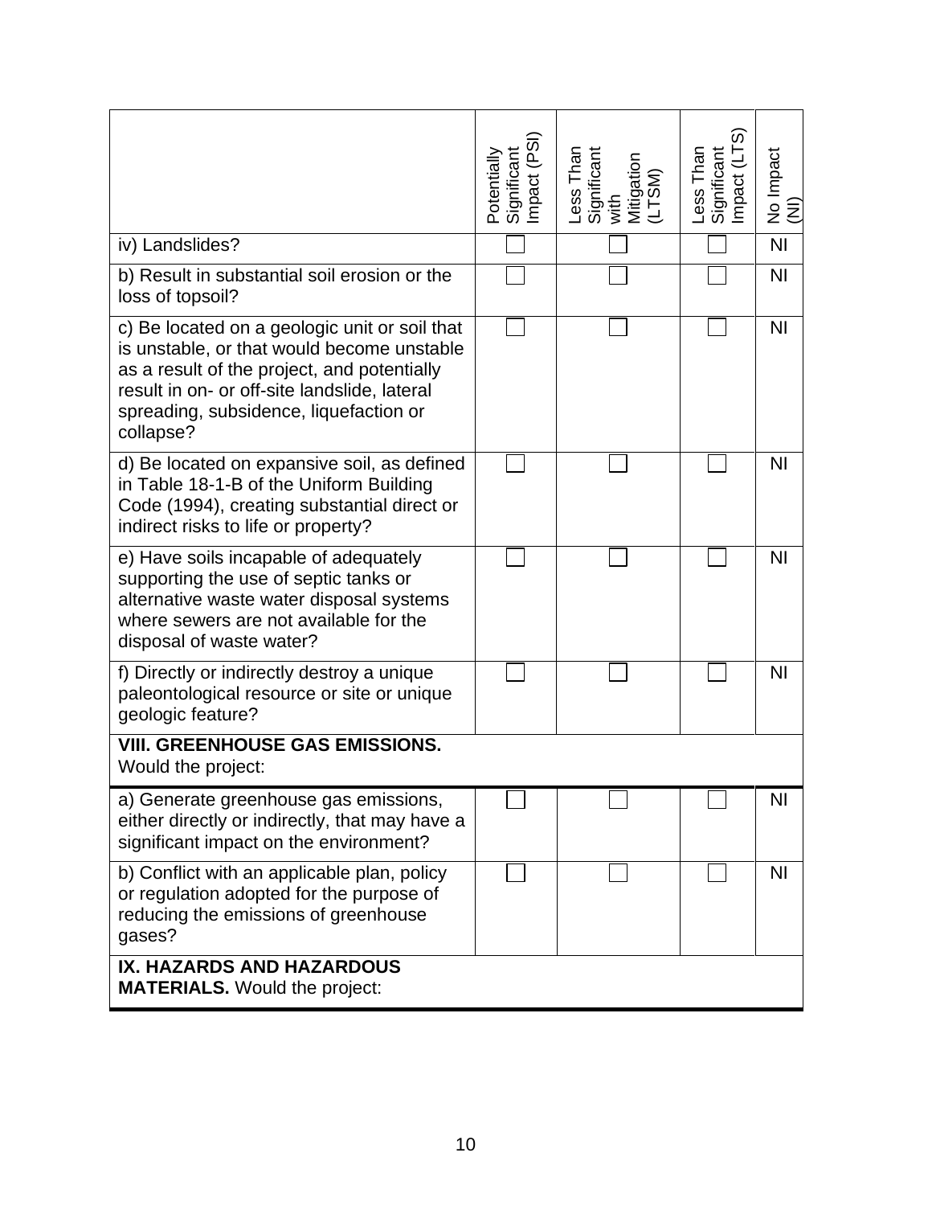| | Potentially Significant Impact (PSI) | Less Than Significant with Mitigation (LTSM) | Less Than Significant Impact (LTS) | No Impact (NI) |
|---|---|---|---|---|
| iv) Landslides? | | | | NI |
| b) Result in substantial soil erosion or the loss of topsoil? | | | | NI |
| c) Be located on a geologic unit or soil that is unstable, or that would become unstable as a result of the project, and potentially result in on- or off-site landslide, lateral spreading, subsidence, liquefaction or collapse? | | | | NI |
| d) Be located on expansive soil, as defined in Table 18-1-B of the Uniform Building Code (1994), creating substantial direct or indirect risks to life or property? | | | | NI |
| e) Have soils incapable of adequately supporting the use of septic tanks or alternative waste water disposal systems where sewers are not available for the disposal of waste water? | | | | NI |
| f) Directly or indirectly destroy a unique paleontological resource or site or unique geologic feature? | | | | NI |
| **VIII. GREENHOUSE GAS EMISSIONS.** Would the project: | | | | |
| a) Generate greenhouse gas emissions, either directly or indirectly, that may have a significant impact on the environment? | | | | NI |
| b) Conflict with an applicable plan, policy or regulation adopted for the purpose of reducing the emissions of greenhouse gases? | | | | NI |
| **IX. HAZARDS AND HAZARDOUS MATERIALS.** Would the project: | | | | |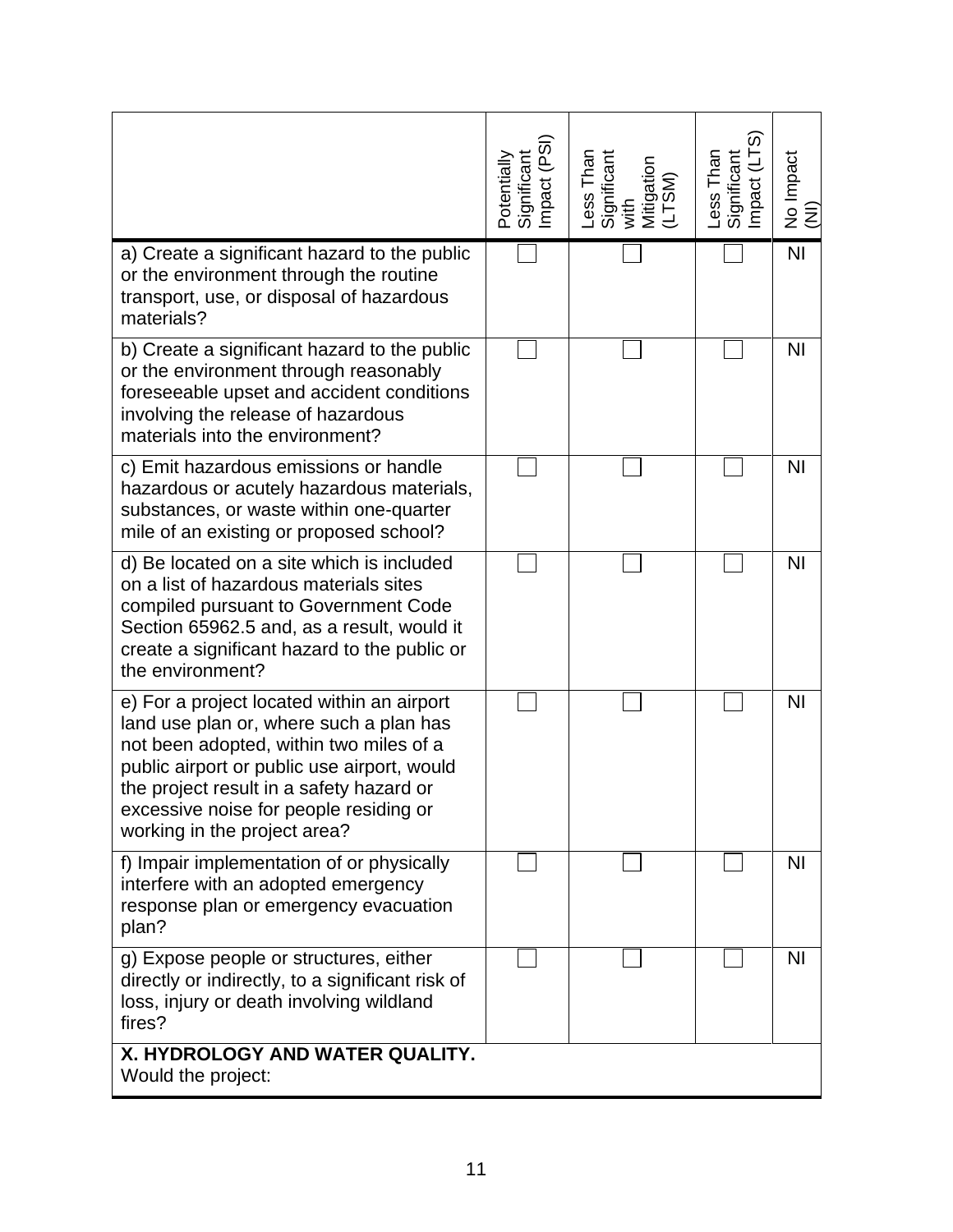| | Potentially Significant Impact (PSI) | Less Than Significant with Mitigation (LTSM) | Less Than Significant Impact (LTS) | No Impact (NI) |
|---|---|---|---|---|
| a) Create a significant hazard to the public or the environment through the routine transport, use, or disposal of hazardous materials? | ☐ | ☐ | ☐ | NI |
| b) Create a significant hazard to the public or the environment through reasonably foreseeable upset and accident conditions involving the release of hazardous materials into the environment? | ☐ | ☐ | ☐ | NI |
| c) Emit hazardous emissions or handle hazardous or acutely hazardous materials, substances, or waste within one-quarter mile of an existing or proposed school? | ☐ | ☐ | ☐ | NI |
| d) Be located on a site which is included on a list of hazardous materials sites compiled pursuant to Government Code Section 65962.5 and, as a result, would it create a significant hazard to the public or the environment? | ☐ | ☐ | ☐ | NI |
| e) For a project located within an airport land use plan or, where such a plan has not been adopted, within two miles of a public airport or public use airport, would the project result in a safety hazard or excessive noise for people residing or working in the project area? | ☐ | ☐ | ☐ | NI |
| f) Impair implementation of or physically interfere with an adopted emergency response plan or emergency evacuation plan? | ☐ | ☐ | ☐ | NI |
| g) Expose people or structures, either directly or indirectly, to a significant risk of loss, injury or death involving wildland fires? | ☐ | ☐ | ☐ | NI |
| **X. HYDROLOGY AND WATER QUALITY.** Would the project: | | | | |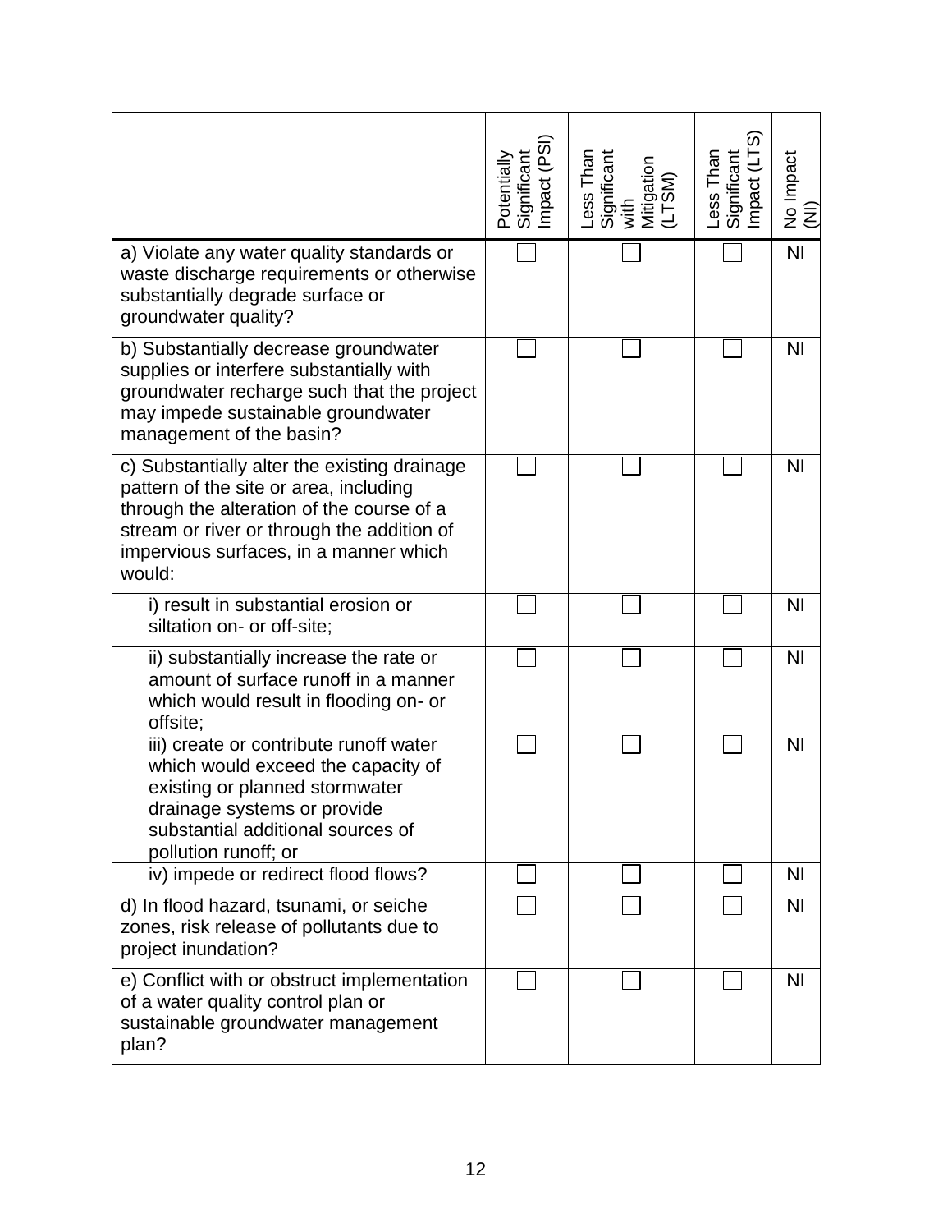| | Potentially Significant Impact (PSI) | Less Than Significant with Mitigation (LTSM) | Less Than Significant Impact (LTS) | No Impact (NI) |
|---|---|---|---|---|
| a) Violate any water quality standards or waste discharge requirements or otherwise substantially degrade surface or groundwater quality? | ☐ | ☐ | ☐ | NI |
| b) Substantially decrease groundwater supplies or interfere substantially with groundwater recharge such that the project may impede sustainable groundwater management of the basin? | ☐ | ☐ | ☐ | NI |
| c) Substantially alter the existing drainage pattern of the site or area, including through the alteration of the course of a stream or river or through the addition of impervious surfaces, in a manner which would: | ☐ | ☐ | ☐ | NI |
| i) result in substantial erosion or siltation on- or off-site; | ☐ | ☐ | ☐ | NI |
| ii) substantially increase the rate or amount of surface runoff in a manner which would result in flooding on- or offsite; | ☐ | ☐ | ☐ | NI |
| iii) create or contribute runoff water which would exceed the capacity of existing or planned stormwater drainage systems or provide substantial additional sources of pollution runoff; or | ☐ | ☐ | ☐ | NI |
| iv) impede or redirect flood flows? | ☐ | ☐ | ☐ | NI |
| d) In flood hazard, tsunami, or seiche zones, risk release of pollutants due to project inundation? | ☐ | ☐ | ☐ | NI |
| e) Conflict with or obstruct implementation of a water quality control plan or sustainable groundwater management plan? | ☐ | ☐ | ☐ | NI |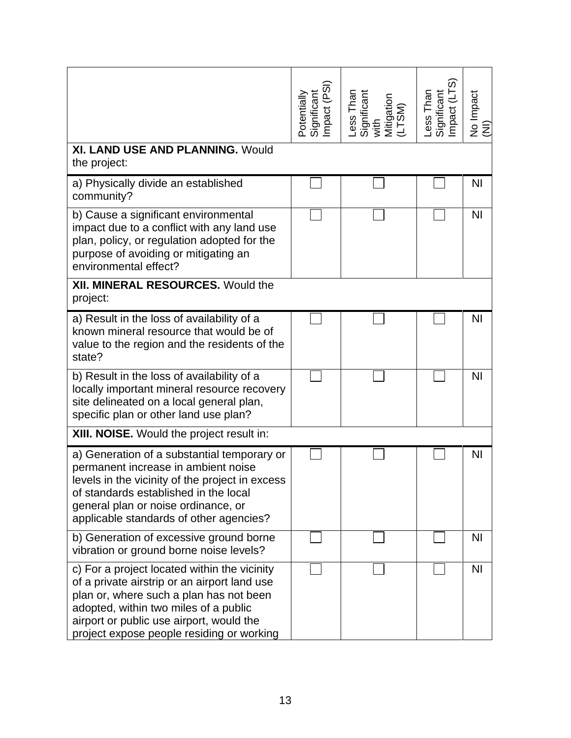| | Potentially Significant Impact (PSI) | Less Than Significant with Mitigation (LTSM) | Less Than Significant Impact (LTS) | No Impact (NI) |
|---|---|---|---|---|
| **XI. LAND USE AND PLANNING.** Would the project: | | | | |
| a) Physically divide an established community? | ☐ | ☐ | ☐ | NI |
| b) Cause a significant environmental impact due to a conflict with any land use plan, policy, or regulation adopted for the purpose of avoiding or mitigating an environmental effect? | ☐ | ☐ | ☐ | NI |
| **XII. MINERAL RESOURCES.** Would the project: | | | | |
| a) Result in the loss of availability of a known mineral resource that would be of value to the region and the residents of the state? | ☐ | ☐ | ☐ | NI |
| b) Result in the loss of availability of a locally important mineral resource recovery site delineated on a local general plan, specific plan or other land use plan? | ☐ | ☐ | ☐ | NI |
| **XIII. NOISE.** Would the project result in: | | | | |
| a) Generation of a substantial temporary or permanent increase in ambient noise levels in the vicinity of the project in excess of standards established in the local general plan or noise ordinance, or applicable standards of other agencies? | ☐ | ☐ | ☐ | NI |
| b) Generation of excessive ground borne vibration or ground borne noise levels? | ☐ | ☐ | ☐ | NI |
| c) For a project located within the vicinity of a private airstrip or an airport land use plan or, where such a plan has not been adopted, within two miles of a public airport or public use airport, would the project expose people residing or working | ☐ | ☐ | ☐ | NI |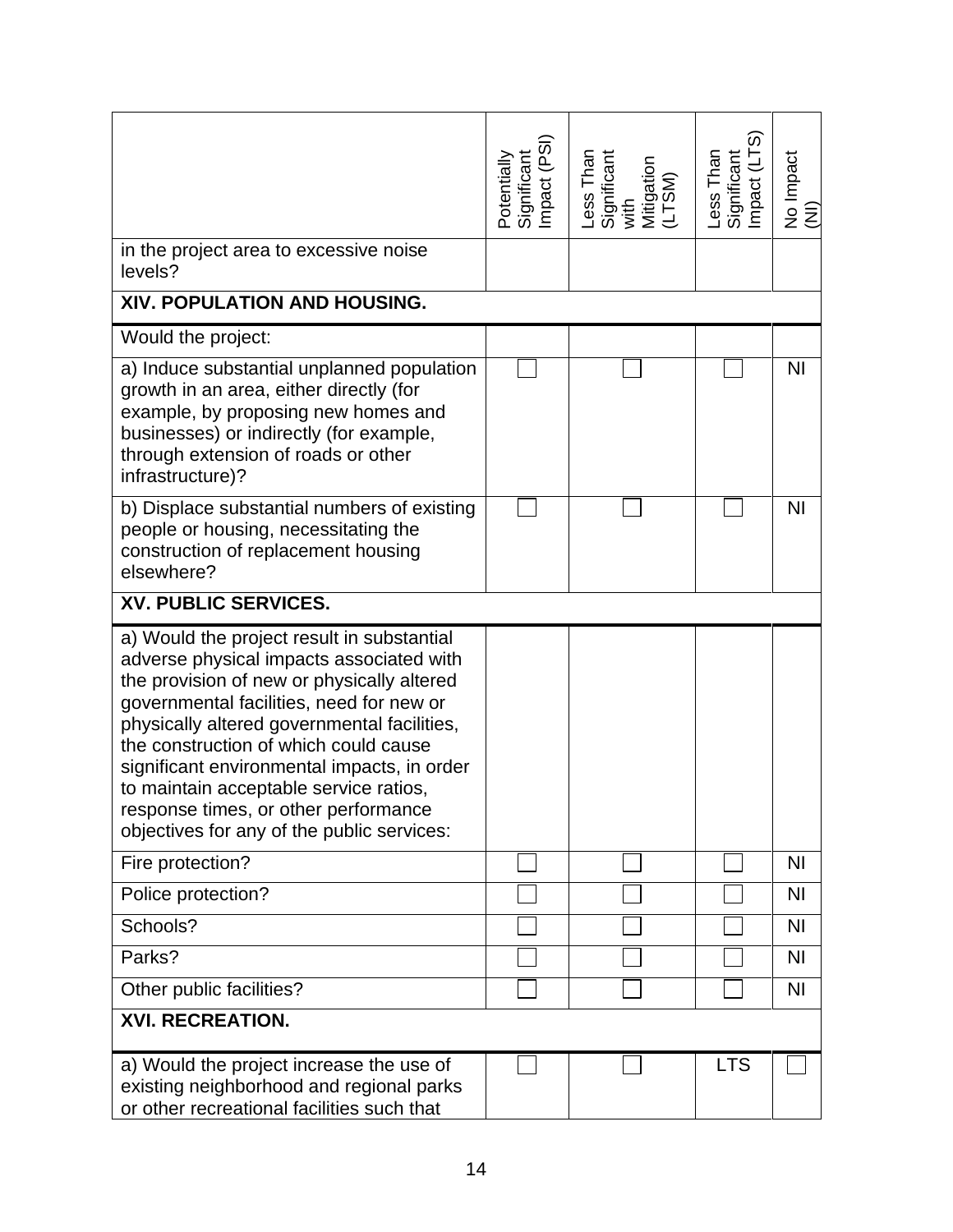| | Potentially Significant Impact (PSI) | Less Than Significant with Mitigation (LTSM) | Less Than Significant Impact (LTS) | No Impact (NI) |
|---|---|---|---|---|
| in the project area to excessive noise levels? | | | | |
| **XIV. POPULATION AND HOUSING.** | | | | |
| Would the project: | | | | |
| a) Induce substantial unplanned population growth in an area, either directly (for example, by proposing new homes and businesses) or indirectly (for example, through extension of roads or other infrastructure)? | ☐ | ☐ | ☐ | NI |
| b) Displace substantial numbers of existing people or housing, necessitating the construction of replacement housing elsewhere? | ☐ | ☐ | ☐ | NI |
| **XV. PUBLIC SERVICES.** | | | | |
| a) Would the project result in substantial adverse physical impacts associated with the provision of new or physically altered governmental facilities, need for new or physically altered governmental facilities, the construction of which could cause significant environmental impacts, in order to maintain acceptable service ratios, response times, or other performance objectives for any of the public services: | | | | |
| Fire protection? | ☐ | ☐ | ☐ | NI |
| Police protection? | ☐ | ☐ | ☐ | NI |
| Schools? | ☐ | ☐ | ☐ | NI |
| Parks? | ☐ | ☐ | ☐ | NI |
| Other public facilities? | ☐ | ☐ | ☐ | NI |
| **XVI. RECREATION.** | | | | |
| a) Would the project increase the use of existing neighborhood and regional parks or other recreational facilities such that | ☐ | ☐ | LTS | ☐ |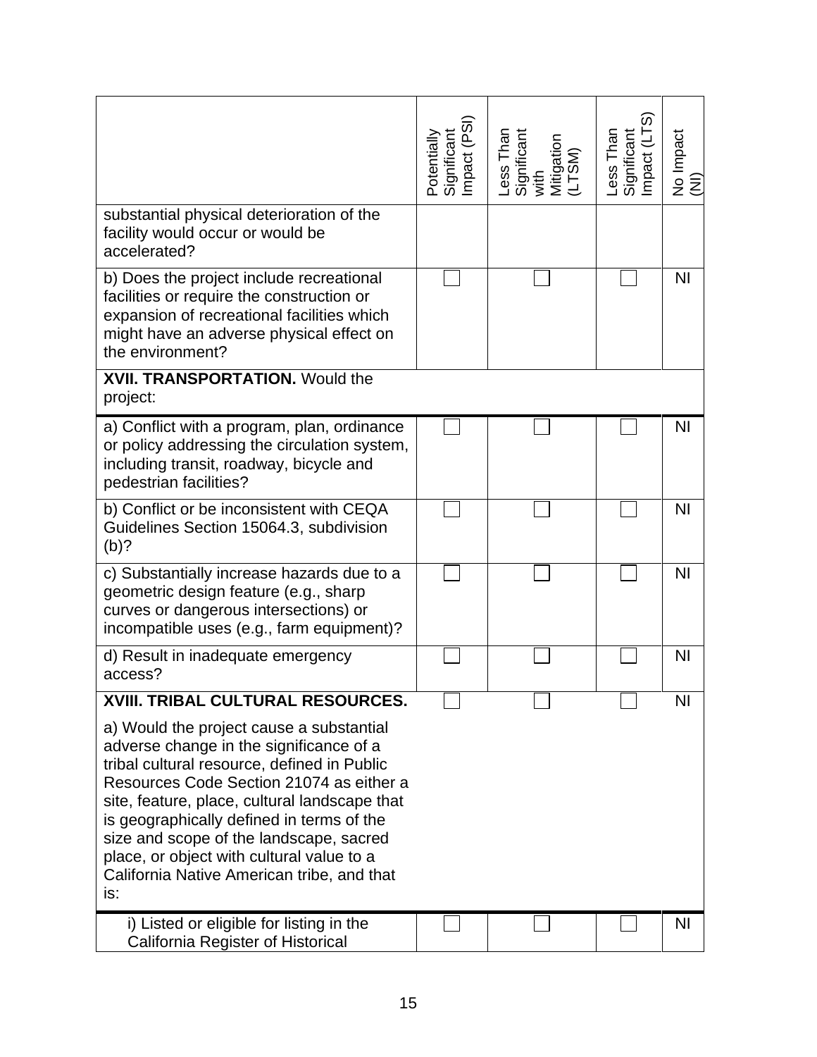| | Potentially Significant Impact (PSI) | Less Than Significant with Mitigation (LTSM) | Less Than Significant Impact (LTS) | No Impact (NI) |
|---|---|---|---|---|
| substantial physical deterioration of the facility would occur or would be accelerated? | | | | |
| b) Does the project include recreational facilities or require the construction or expansion of recreational facilities which might have an adverse physical effect on the environment? | ☐ | ☐ | ☐ | NI |
| **XVII. TRANSPORTATION.** Would the project: | | | | |
| a) Conflict with a program, plan, ordinance or policy addressing the circulation system, including transit, roadway, bicycle and pedestrian facilities? | ☐ | ☐ | ☐ | NI |
| b) Conflict or be inconsistent with CEQA Guidelines Section 15064.3, subdivision (b)? | ☐ | ☐ | ☐ | NI |
| c) Substantially increase hazards due to a geometric design feature (e.g., sharp curves or dangerous intersections) or incompatible uses (e.g., farm equipment)? | ☐ | ☐ | ☐ | NI |
| d) Result in inadequate emergency access? | ☐ | ☐ | ☐ | NI |
| **XVIII. TRIBAL CULTURAL RESOURCES.** a) Would the project cause a substantial adverse change in the significance of a tribal cultural resource, defined in Public Resources Code Section 21074 as either a site, feature, place, cultural landscape that is geographically defined in terms of the size and scope of the landscape, sacred place, or object with cultural value to a California Native American tribe, and that is: | ☐ | ☐ | ☐ | NI |
| i) Listed or eligible for listing in the California Register of Historical | ☐ | ☐ | ☐ | NI |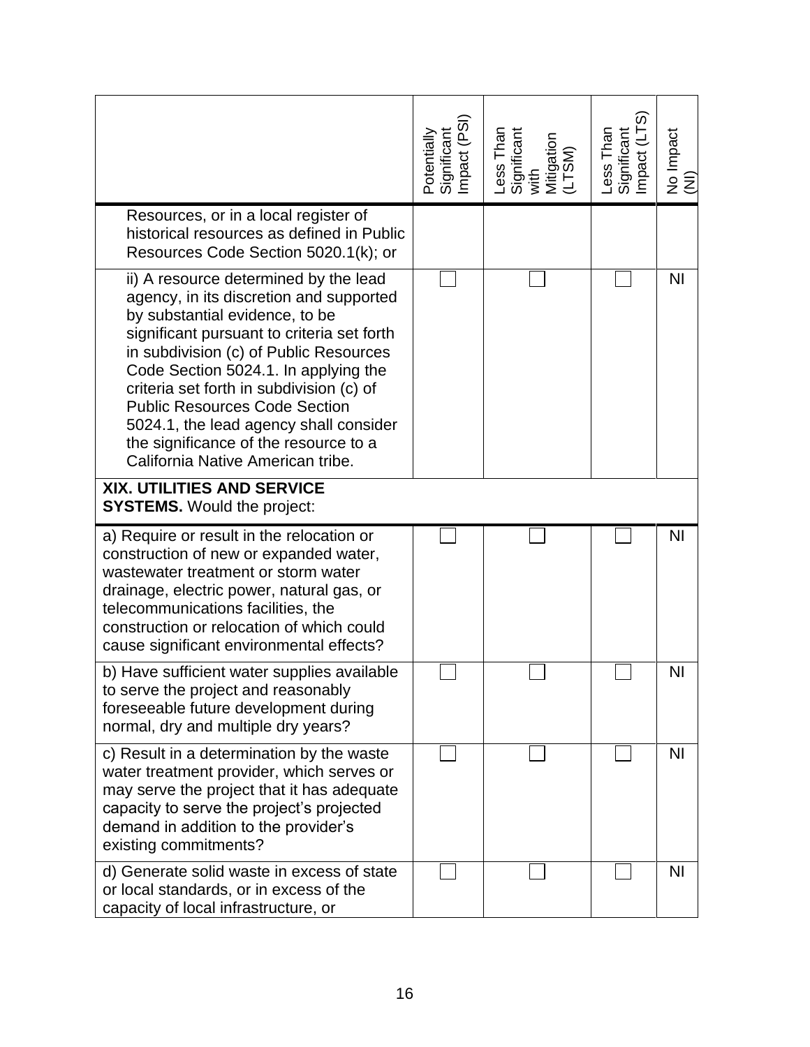| | Potentially Significant Impact (PSI) | Less Than Significant with Mitigation (LTSM) | Less Than Significant Impact (LTS) | No Impact (NI) |
|---|---|---|---|---|
| Resources, or in a local register of historical resources as defined in Public Resources Code Section 5020.1(k); or | | | | |
| ii) A resource determined by the lead agency, in its discretion and supported by substantial evidence, to be significant pursuant to criteria set forth in subdivision (c) of Public Resources Code Section 5024.1. In applying the criteria set forth in subdivision (c) of Public Resources Code Section 5024.1, the lead agency shall consider the significance of the resource to a California Native American tribe. | ☐ | ☐ | ☐ | NI |
| **XIX. UTILITIES AND SERVICE SYSTEMS.** Would the project: | | | | |
| a) Require or result in the relocation or construction of new or expanded water, wastewater treatment or storm water drainage, electric power, natural gas, or telecommunications facilities, the construction or relocation of which could cause significant environmental effects? | ☐ | ☐ | ☐ | NI |
| b) Have sufficient water supplies available to serve the project and reasonably foreseeable future development during normal, dry and multiple dry years? | ☐ | ☐ | ☐ | NI |
| c) Result in a determination by the waste water treatment provider, which serves or may serve the project that it has adequate capacity to serve the project's projected demand in addition to the provider's existing commitments? | ☐ | ☐ | ☐ | NI |
| d) Generate solid waste in excess of state or local standards, or in excess of the capacity of local infrastructure, or | ☐ | ☐ | ☐ | NI |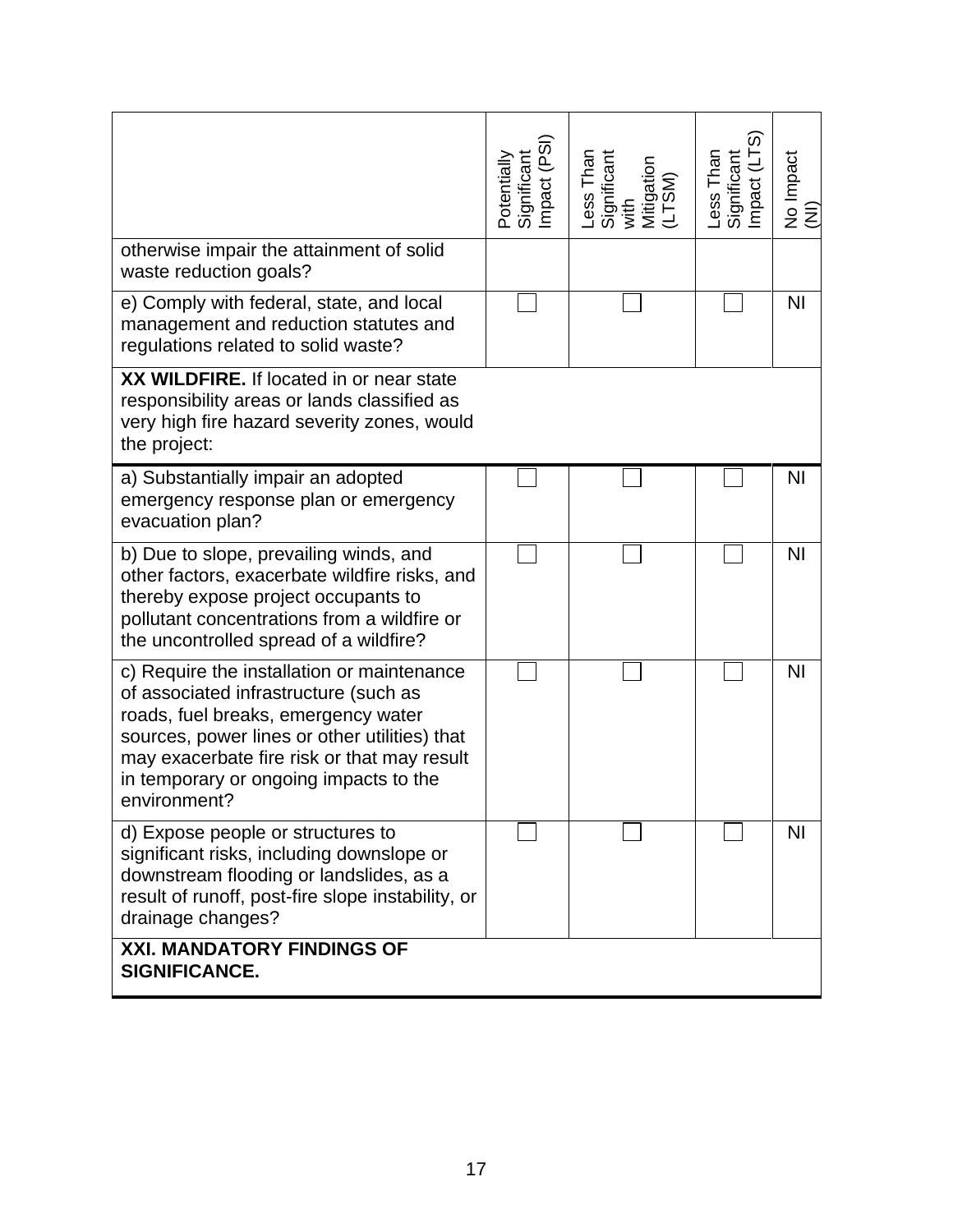| | Potentially Significant Impact (PSI) | Less Than Significant with Mitigation (LTSM) | Less Than Significant Impact (LTS) | No Impact (NI) |
|---|---|---|---|---|
| otherwise impair the attainment of solid waste reduction goals? | | | | |
| e) Comply with federal, state, and local management and reduction statutes and regulations related to solid waste? | ☐ | ☐ | ☐ | NI |
| **XX WILDFIRE.** If located in or near state responsibility areas or lands classified as very high fire hazard severity zones, would the project: | | | | |
| a) Substantially impair an adopted emergency response plan or emergency evacuation plan? | ☐ | ☐ | ☐ | NI |
| b) Due to slope, prevailing winds, and other factors, exacerbate wildfire risks, and thereby expose project occupants to pollutant concentrations from a wildfire or the uncontrolled spread of a wildfire? | ☐ | ☐ | ☐ | NI |
| c) Require the installation or maintenance of associated infrastructure (such as roads, fuel breaks, emergency water sources, power lines or other utilities) that may exacerbate fire risk or that may result in temporary or ongoing impacts to the environment? | ☐ | ☐ | ☐ | NI |
| d) Expose people or structures to significant risks, including downslope or downstream flooding or landslides, as a result of runoff, post-fire slope instability, or drainage changes? | ☐ | ☐ | ☐ | NI |
| **XXI. MANDATORY FINDINGS OF SIGNIFICANCE.** | | | | |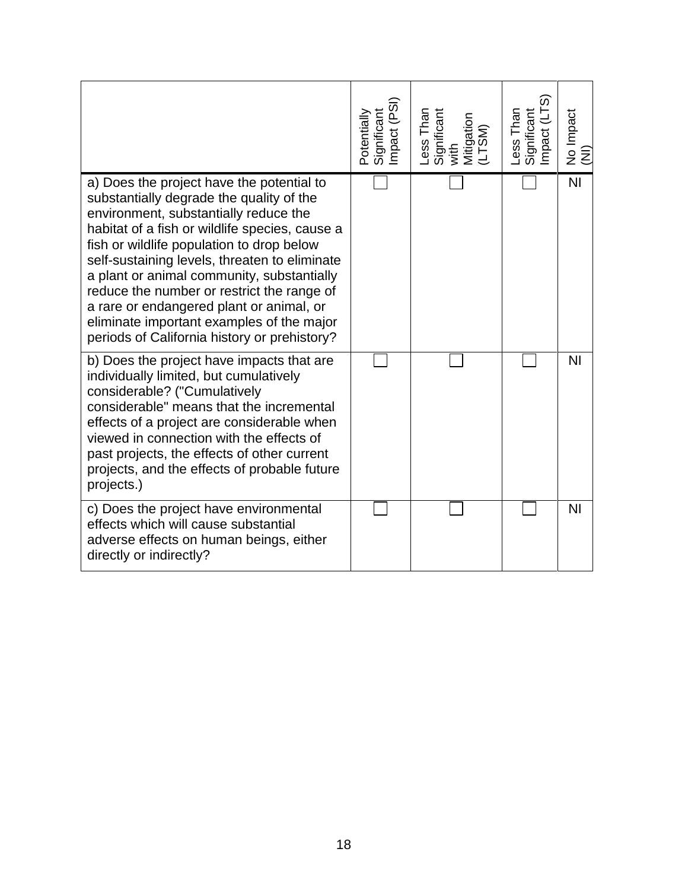| | Potentially Significant Impact (PSI) | Less Than Significant with Mitigation (LTSM) | Less Than Significant Impact (LTS) | No Impact (NI) |
|---|---|---|---|---|
| a) Does the project have the potential to substantially degrade the quality of the environment, substantially reduce the habitat of a fish or wildlife species, cause a fish or wildlife population to drop below self-sustaining levels, threaten to eliminate a plant or animal community, substantially reduce the number or restrict the range of a rare or endangered plant or animal, or eliminate important examples of the major periods of California history or prehistory? | ☐ | ☐ | ☐ | NI |
| b) Does the project have impacts that are individually limited, but cumulatively considerable? ("Cumulatively considerable" means that the incremental effects of a project are considerable when viewed in connection with the effects of past projects, the effects of other current projects, and the effects of probable future projects.) | ☐ | ☐ | ☐ | NI |
| c) Does the project have environmental effects which will cause substantial adverse effects on human beings, either directly or indirectly? | ☐ | ☐ | ☐ | NI |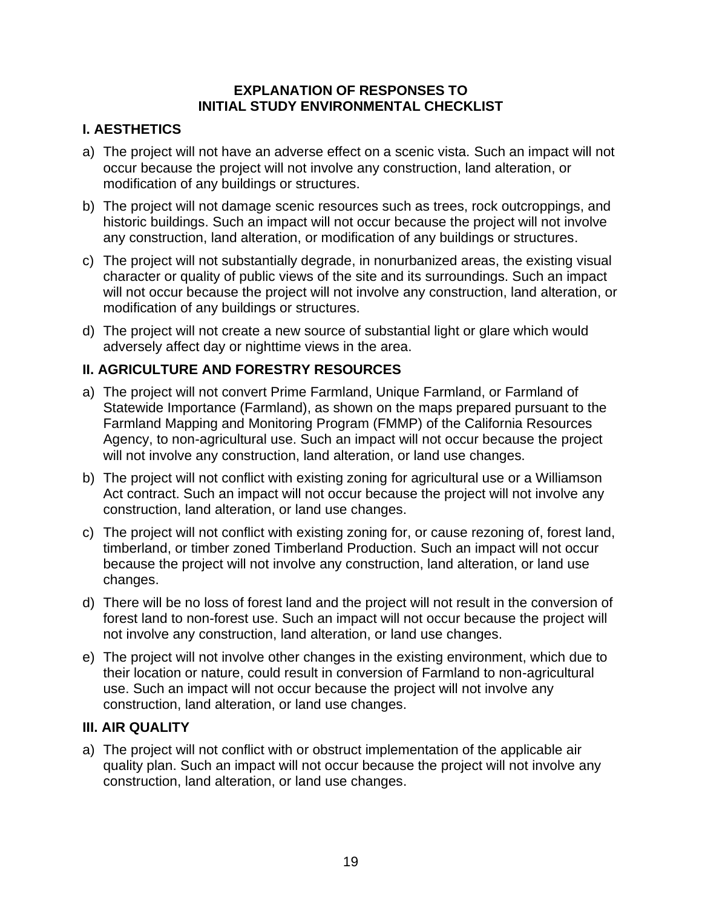**EXPLANATION OF RESPONSES TO INITIAL STUDY ENVIRONMENTAL CHECKLIST**

## I. AESTHETICS

a) The project will not have an adverse effect on a scenic vista. Such an impact will not occur because the project will not involve any construction, land alteration, or modification of any buildings or structures.

b) The project will not damage scenic resources such as trees, rock outcroppings, and historic buildings. Such an impact will not occur because the project will not involve any construction, land alteration, or modification of any buildings or structures.

c) The project will not substantially degrade, in nonurbanized areas, the existing visual character or quality of public views of the site and its surroundings. Such an impact will not occur because the project will not involve any construction, land alteration, or modification of any buildings or structures.

d) The project will not create a new source of substantial light or glare which would adversely affect day or nighttime views in the area.

## II. AGRICULTURE AND FORESTRY RESOURCES

a) The project will not convert Prime Farmland, Unique Farmland, or Farmland of Statewide Importance (Farmland), as shown on the maps prepared pursuant to the Farmland Mapping and Monitoring Program (FMMP) of the California Resources Agency, to non-agricultural use. Such an impact will not occur because the project will not involve any construction, land alteration, or land use changes.

b) The project will not conflict with existing zoning for agricultural use or a Williamson Act contract. Such an impact will not occur because the project will not involve any construction, land alteration, or land use changes.

c) The project will not conflict with existing zoning for, or cause rezoning of, forest land, timberland, or timber zoned Timberland Production. Such an impact will not occur because the project will not involve any construction, land alteration, or land use changes.

d) There will be no loss of forest land and the project will not result in the conversion of forest land to non-forest use. Such an impact will not occur because the project will not involve any construction, land alteration, or land use changes.

e) The project will not involve other changes in the existing environment, which due to their location or nature, could result in conversion of Farmland to non-agricultural use. Such an impact will not occur because the project will not involve any construction, land alteration, or land use changes.

## III. AIR QUALITY

a) The project will not conflict with or obstruct implementation of the applicable air quality plan. Such an impact will not occur because the project will not involve any construction, land alteration, or land use changes.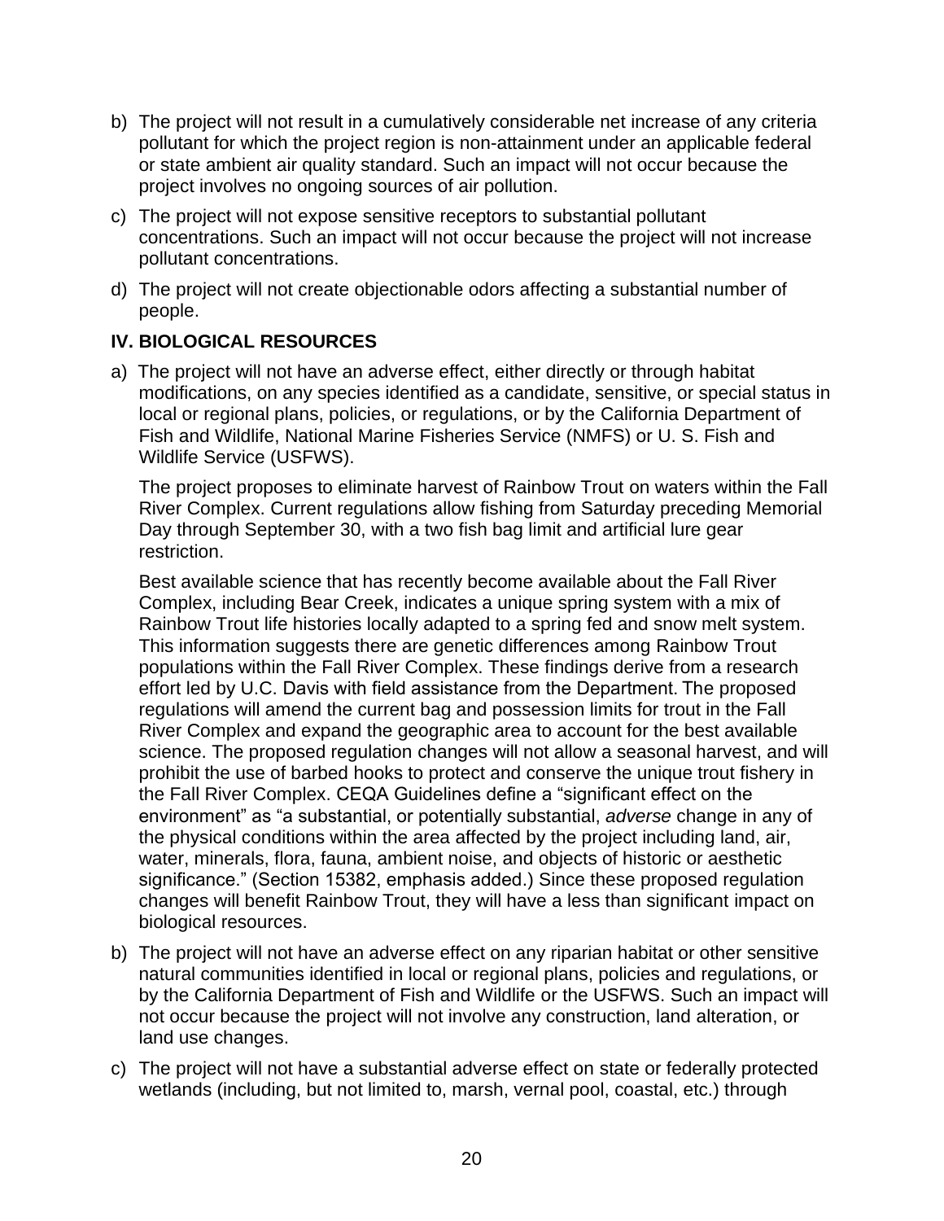b) The project will not result in a cumulatively considerable net increase of any criteria pollutant for which the project region is non-attainment under an applicable federal or state ambient air quality standard. Such an impact will not occur because the project involves no ongoing sources of air pollution.

c) The project will not expose sensitive receptors to substantial pollutant concentrations. Such an impact will not occur because the project will not increase pollutant concentrations.

d) The project will not create objectionable odors affecting a substantial number of people.

## IV. BIOLOGICAL RESOURCES

a) The project will not have an adverse effect, either directly or through habitat modifications, on any species identified as a candidate, sensitive, or special status in local or regional plans, policies, or regulations, or by the California Department of Fish and Wildlife, National Marine Fisheries Service (NMFS) or U. S. Fish and Wildlife Service (USFWS).

   The project proposes to eliminate harvest of Rainbow Trout on waters within the Fall River Complex. Current regulations allow fishing from Saturday preceding Memorial Day through September 30, with a two fish bag limit and artificial lure gear restriction.

   Best available science that has recently become available about the Fall River Complex, including Bear Creek, indicates a unique spring system with a mix of Rainbow Trout life histories locally adapted to a spring fed and snow melt system. This information suggests there are genetic differences among Rainbow Trout populations within the Fall River Complex. These findings derive from a research effort led by U.C. Davis with field assistance from the Department. The proposed regulations will amend the current bag and possession limits for trout in the Fall River Complex and expand the geographic area to account for the best available science. The proposed regulation changes will not allow a seasonal harvest, and will prohibit the use of barbed hooks to protect and conserve the unique trout fishery in the Fall River Complex. CEQA Guidelines define a "significant effect on the environment" as "a substantial, or potentially substantial, *adverse* change in any of the physical conditions within the area affected by the project including land, air, water, minerals, flora, fauna, ambient noise, and objects of historic or aesthetic significance." (Section 15382, emphasis added.) Since these proposed regulation changes will benefit Rainbow Trout, they will have a less than significant impact on biological resources.

b) The project will not have an adverse effect on any riparian habitat or other sensitive natural communities identified in local or regional plans, policies and regulations, or by the California Department of Fish and Wildlife or the USFWS. Such an impact will not occur because the project will not involve any construction, land alteration, or land use changes.

c) The project will not have a substantial adverse effect on state or federally protected wetlands (including, but not limited to, marsh, vernal pool, coastal, etc.) through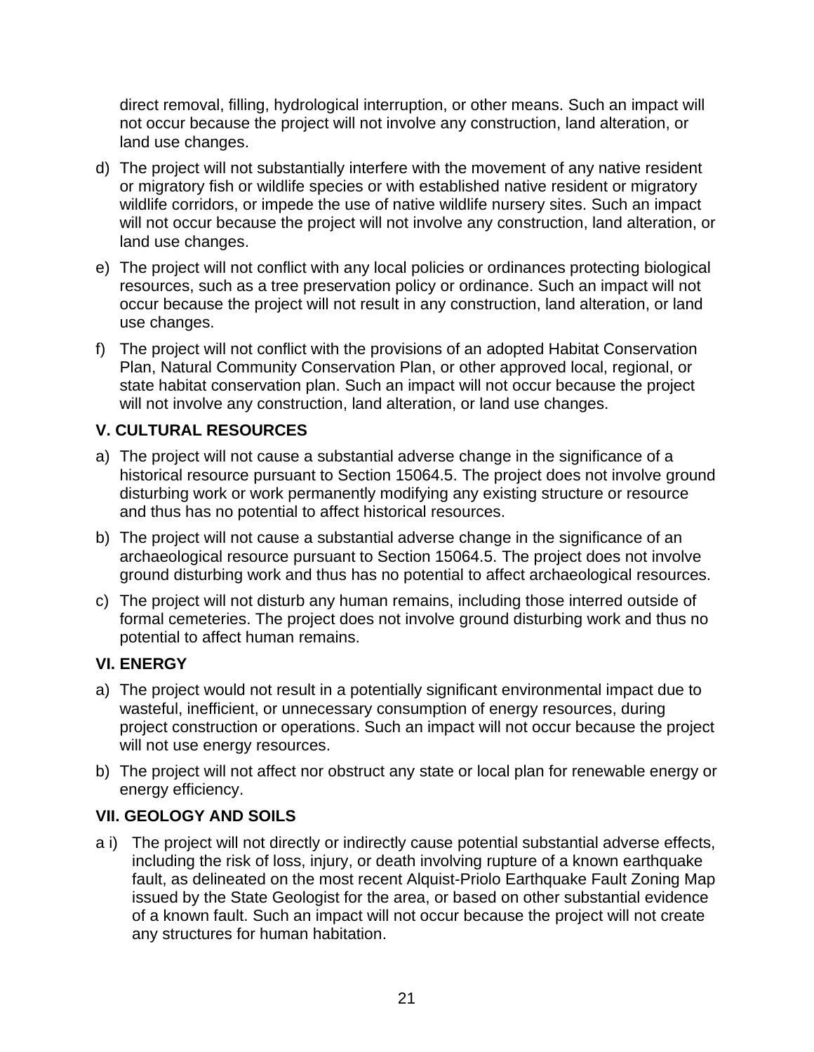direct removal, filling, hydrological interruption, or other means. Such an impact will not occur because the project will not involve any construction, land alteration, or land use changes.

d) The project will not substantially interfere with the movement of any native resident or migratory fish or wildlife species or with established native resident or migratory wildlife corridors, or impede the use of native wildlife nursery sites. Such an impact will not occur because the project will not involve any construction, land alteration, or land use changes.

e) The project will not conflict with any local policies or ordinances protecting biological resources, such as a tree preservation policy or ordinance. Such an impact will not occur because the project will not result in any construction, land alteration, or land use changes.

f) The project will not conflict with the provisions of an adopted Habitat Conservation Plan, Natural Community Conservation Plan, or other approved local, regional, or state habitat conservation plan. Such an impact will not occur because the project will not involve any construction, land alteration, or land use changes.

### V. CULTURAL RESOURCES

a) The project will not cause a substantial adverse change in the significance of a historical resource pursuant to Section 15064.5. The project does not involve ground disturbing work or work permanently modifying any existing structure or resource and thus has no potential to affect historical resources.

b) The project will not cause a substantial adverse change in the significance of an archaeological resource pursuant to Section 15064.5. The project does not involve ground disturbing work and thus has no potential to affect archaeological resources.

c) The project will not disturb any human remains, including those interred outside of formal cemeteries. The project does not involve ground disturbing work and thus no potential to affect human remains.

### VI. ENERGY

a) The project would not result in a potentially significant environmental impact due to wasteful, inefficient, or unnecessary consumption of energy resources, during project construction or operations. Such an impact will not occur because the project will not use energy resources.

b) The project will not affect nor obstruct any state or local plan for renewable energy or energy efficiency.

### VII. GEOLOGY AND SOILS

a i) The project will not directly or indirectly cause potential substantial adverse effects, including the risk of loss, injury, or death involving rupture of a known earthquake fault, as delineated on the most recent Alquist-Priolo Earthquake Fault Zoning Map issued by the State Geologist for the area, or based on other substantial evidence of a known fault. Such an impact will not occur because the project will not create any structures for human habitation.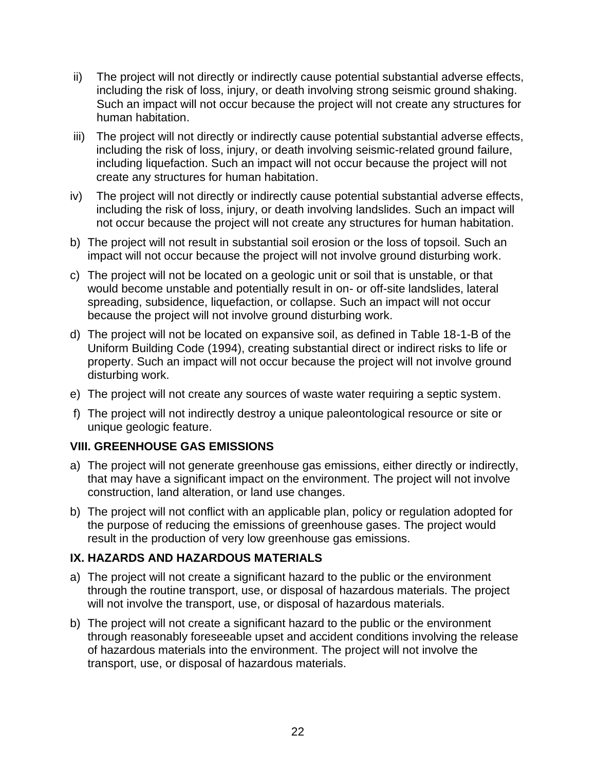ii) The project will not directly or indirectly cause potential substantial adverse effects, including the risk of loss, injury, or death involving strong seismic ground shaking. Such an impact will not occur because the project will not create any structures for human habitation.

iii) The project will not directly or indirectly cause potential substantial adverse effects, including the risk of loss, injury, or death involving seismic-related ground failure, including liquefaction. Such an impact will not occur because the project will not create any structures for human habitation.

iv) The project will not directly or indirectly cause potential substantial adverse effects, including the risk of loss, injury, or death involving landslides. Such an impact will not occur because the project will not create any structures for human habitation.

b) The project will not result in substantial soil erosion or the loss of topsoil. Such an impact will not occur because the project will not involve ground disturbing work.

c) The project will not be located on a geologic unit or soil that is unstable, or that would become unstable and potentially result in on- or off-site landslides, lateral spreading, subsidence, liquefaction, or collapse. Such an impact will not occur because the project will not involve ground disturbing work.

d) The project will not be located on expansive soil, as defined in Table 18-1-B of the Uniform Building Code (1994), creating substantial direct or indirect risks to life or property. Such an impact will not occur because the project will not involve ground disturbing work.

e) The project will not create any sources of waste water requiring a septic system.

f) The project will not indirectly destroy a unique paleontological resource or site or unique geologic feature.

### VIII. GREENHOUSE GAS EMISSIONS

a) The project will not generate greenhouse gas emissions, either directly or indirectly, that may have a significant impact on the environment. The project will not involve construction, land alteration, or land use changes.

b) The project will not conflict with an applicable plan, policy or regulation adopted for the purpose of reducing the emissions of greenhouse gases. The project would result in the production of very low greenhouse gas emissions.

### IX. HAZARDS AND HAZARDOUS MATERIALS

a) The project will not create a significant hazard to the public or the environment through the routine transport, use, or disposal of hazardous materials. The project will not involve the transport, use, or disposal of hazardous materials.

b) The project will not create a significant hazard to the public or the environment through reasonably foreseeable upset and accident conditions involving the release of hazardous materials into the environment. The project will not involve the transport, use, or disposal of hazardous materials.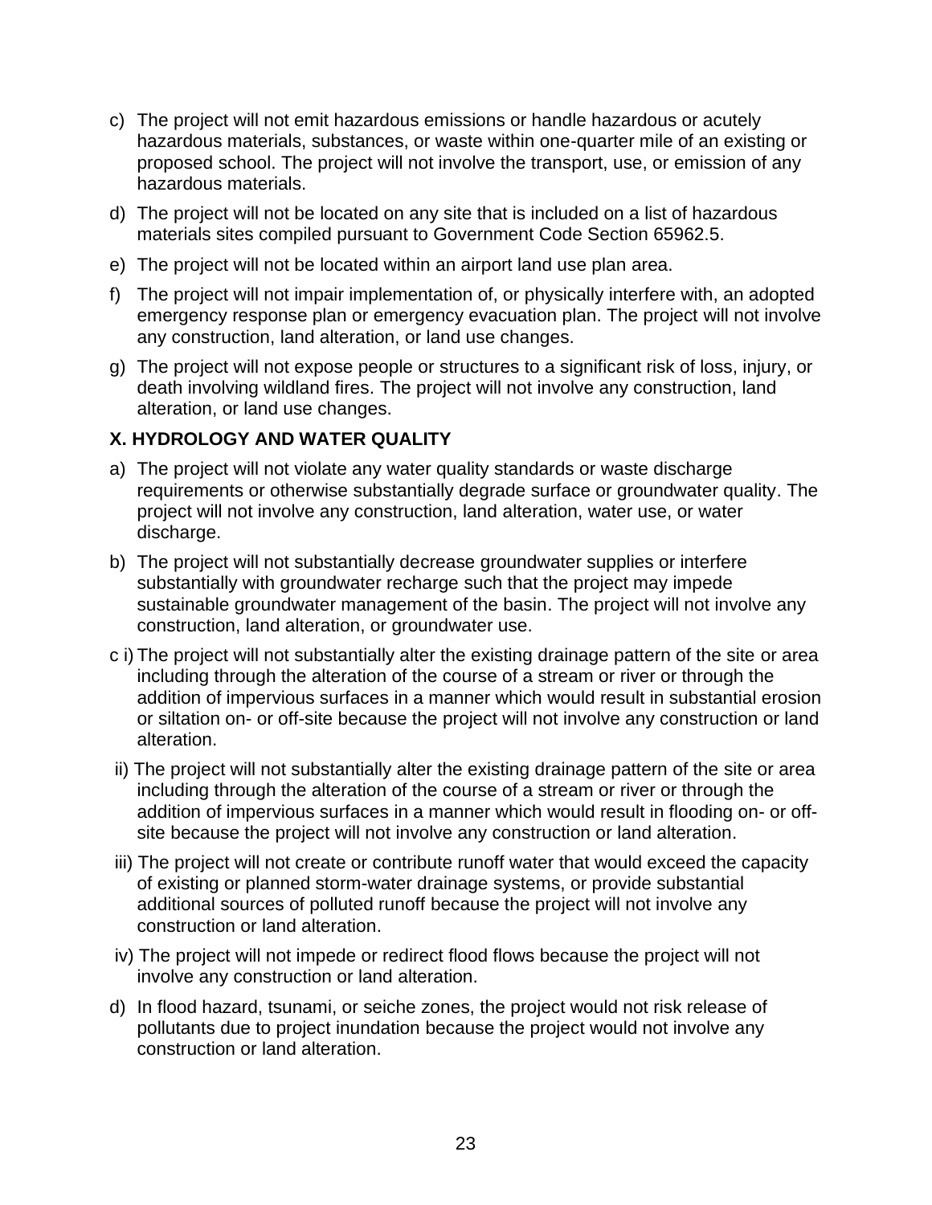c) The project will not emit hazardous emissions or handle hazardous or acutely hazardous materials, substances, or waste within one-quarter mile of an existing or proposed school. The project will not involve the transport, use, or emission of any hazardous materials.

d) The project will not be located on any site that is included on a list of hazardous materials sites compiled pursuant to Government Code Section 65962.5.

e) The project will not be located within an airport land use plan area.

f) The project will not impair implementation of, or physically interfere with, an adopted emergency response plan or emergency evacuation plan. The project will not involve any construction, land alteration, or land use changes.

g) The project will not expose people or structures to a significant risk of loss, injury, or death involving wildland fires. The project will not involve any construction, land alteration, or land use changes.

**X. HYDROLOGY AND WATER QUALITY**

a) The project will not violate any water quality standards or waste discharge requirements or otherwise substantially degrade surface or groundwater quality. The project will not involve any construction, land alteration, water use, or water discharge.

b) The project will not substantially decrease groundwater supplies or interfere substantially with groundwater recharge such that the project may impede sustainable groundwater management of the basin. The project will not involve any construction, land alteration, or groundwater use.

c i) The project will not substantially alter the existing drainage pattern of the site or area including through the alteration of the course of a stream or river or through the addition of impervious surfaces in a manner which would result in substantial erosion or siltation on- or off-site because the project will not involve any construction or land alteration.

ii) The project will not substantially alter the existing drainage pattern of the site or area including through the alteration of the course of a stream or river or through the addition of impervious surfaces in a manner which would result in flooding on- or off-site because the project will not involve any construction or land alteration.

iii) The project will not create or contribute runoff water that would exceed the capacity of existing or planned storm-water drainage systems, or provide substantial additional sources of polluted runoff because the project will not involve any construction or land alteration.

iv) The project will not impede or redirect flood flows because the project will not involve any construction or land alteration.

d) In flood hazard, tsunami, or seiche zones, the project would not risk release of pollutants due to project inundation because the project would not involve any construction or land alteration.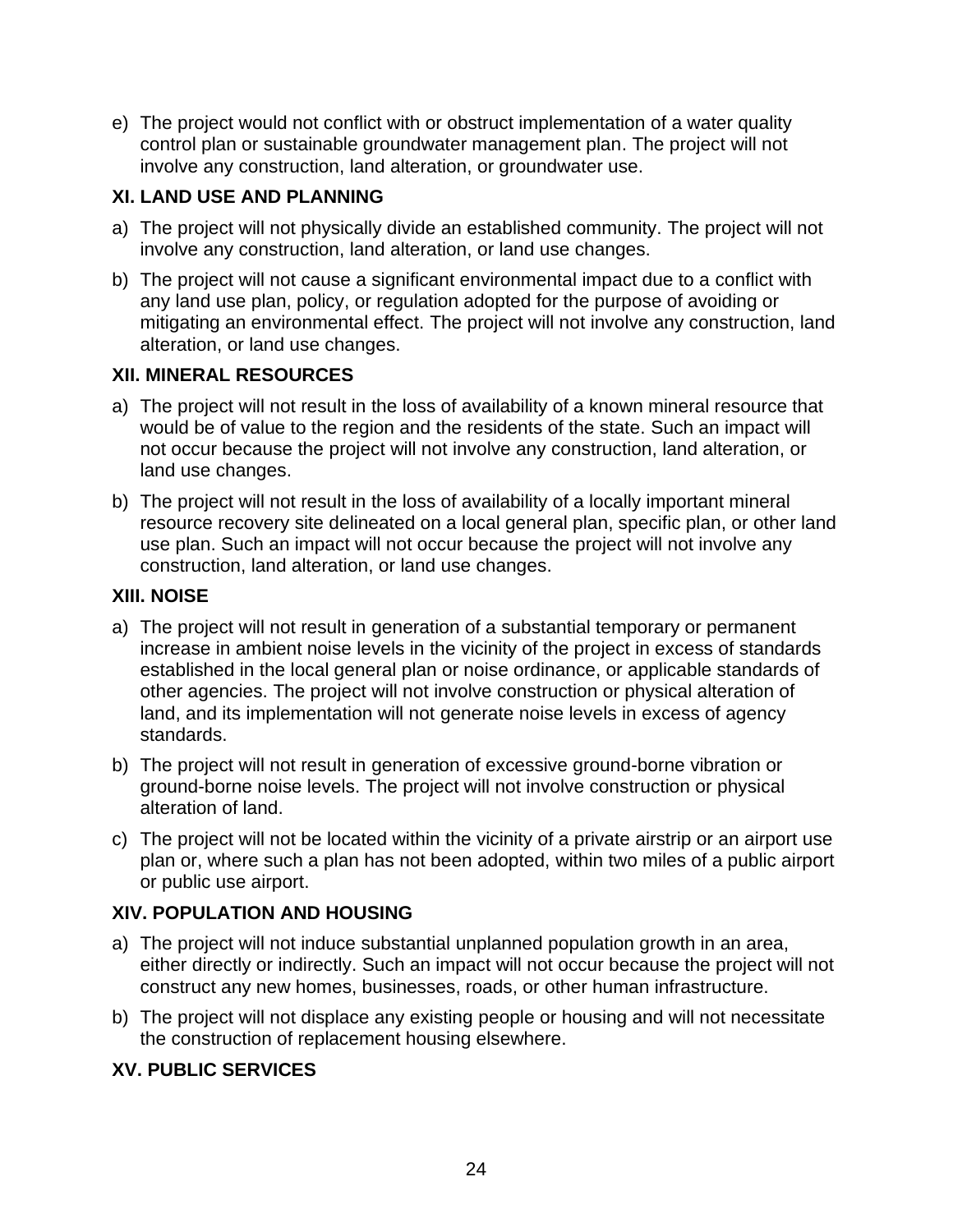e) The project would not conflict with or obstruct implementation of a water quality control plan or sustainable groundwater management plan. The project will not involve any construction, land alteration, or groundwater use.

## XI. LAND USE AND PLANNING

a) The project will not physically divide an established community. The project will not involve any construction, land alteration, or land use changes.

b) The project will not cause a significant environmental impact due to a conflict with any land use plan, policy, or regulation adopted for the purpose of avoiding or mitigating an environmental effect. The project will not involve any construction, land alteration, or land use changes.

## XII. MINERAL RESOURCES

a) The project will not result in the loss of availability of a known mineral resource that would be of value to the region and the residents of the state. Such an impact will not occur because the project will not involve any construction, land alteration, or land use changes.

b) The project will not result in the loss of availability of a locally important mineral resource recovery site delineated on a local general plan, specific plan, or other land use plan. Such an impact will not occur because the project will not involve any construction, land alteration, or land use changes.

## XIII. NOISE

a) The project will not result in generation of a substantial temporary or permanent increase in ambient noise levels in the vicinity of the project in excess of standards established in the local general plan or noise ordinance, or applicable standards of other agencies. The project will not involve construction or physical alteration of land, and its implementation will not generate noise levels in excess of agency standards.

b) The project will not result in generation of excessive ground-borne vibration or ground-borne noise levels. The project will not involve construction or physical alteration of land.

c) The project will not be located within the vicinity of a private airstrip or an airport use plan or, where such a plan has not been adopted, within two miles of a public airport or public use airport.

## XIV. POPULATION AND HOUSING

a) The project will not induce substantial unplanned population growth in an area, either directly or indirectly. Such an impact will not occur because the project will not construct any new homes, businesses, roads, or other human infrastructure.

b) The project will not displace any existing people or housing and will not necessitate the construction of replacement housing elsewhere.

## XV. PUBLIC SERVICES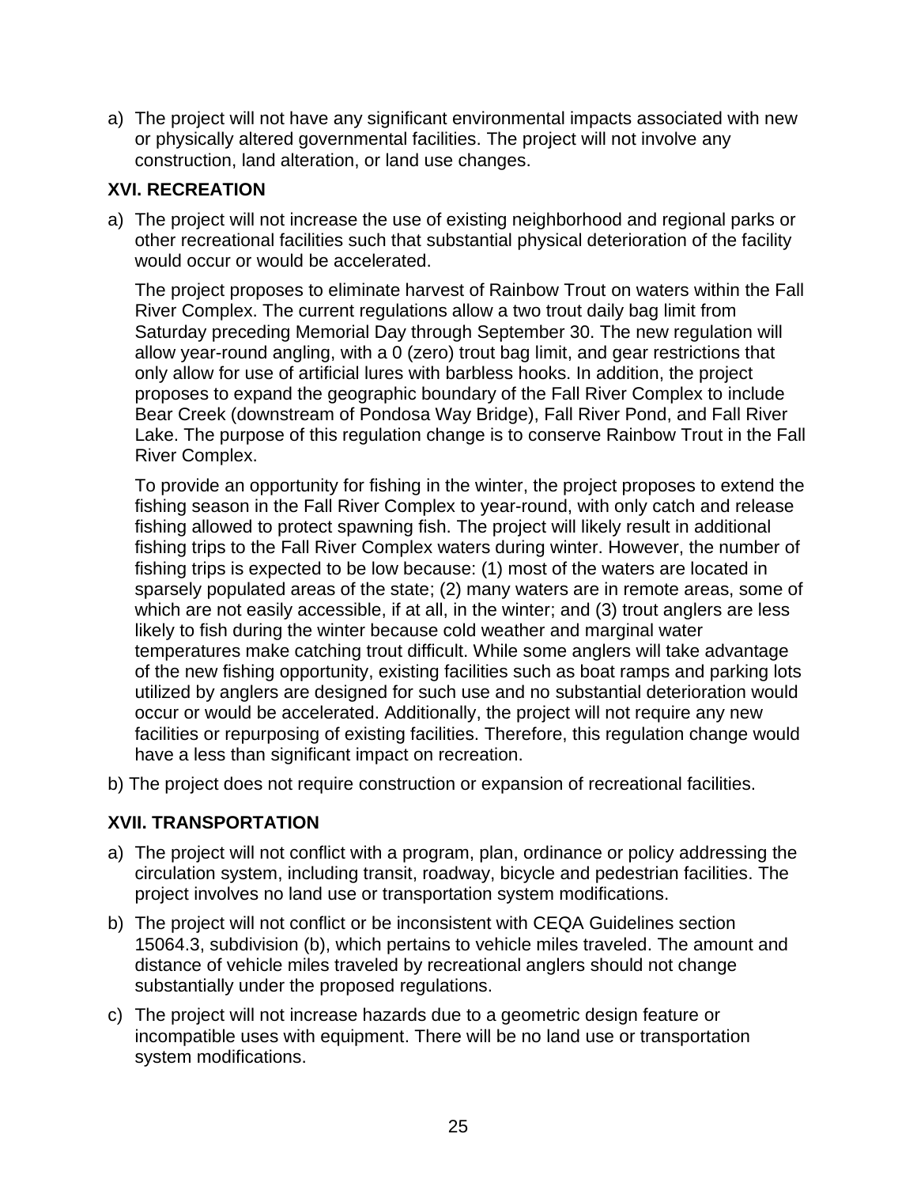a) The project will not have any significant environmental impacts associated with new or physically altered governmental facilities. The project will not involve any construction, land alteration, or land use changes.

### XVI. RECREATION

a) The project will not increase the use of existing neighborhood and regional parks or other recreational facilities such that substantial physical deterioration of the facility would occur or would be accelerated.

   The project proposes to eliminate harvest of Rainbow Trout on waters within the Fall River Complex. The current regulations allow a two trout daily bag limit from Saturday preceding Memorial Day through September 30. The new regulation will allow year-round angling, with a 0 (zero) trout bag limit, and gear restrictions that only allow for use of artificial lures with barbless hooks. In addition, the project proposes to expand the geographic boundary of the Fall River Complex to include Bear Creek (downstream of Pondosa Way Bridge), Fall River Pond, and Fall River Lake. The purpose of this regulation change is to conserve Rainbow Trout in the Fall River Complex.

   To provide an opportunity for fishing in the winter, the project proposes to extend the fishing season in the Fall River Complex to year-round, with only catch and release fishing allowed to protect spawning fish. The project will likely result in additional fishing trips to the Fall River Complex waters during winter. However, the number of fishing trips is expected to be low because: (1) most of the waters are located in sparsely populated areas of the state; (2) many waters are in remote areas, some of which are not easily accessible, if at all, in the winter; and (3) trout anglers are less likely to fish during the winter because cold weather and marginal water temperatures make catching trout difficult. While some anglers will take advantage of the new fishing opportunity, existing facilities such as boat ramps and parking lots utilized by anglers are designed for such use and no substantial deterioration would occur or would be accelerated. Additionally, the project will not require any new facilities or repurposing of existing facilities. Therefore, this regulation change would have a less than significant impact on recreation.

b) The project does not require construction or expansion of recreational facilities.

### XVII. TRANSPORTATION

a) The project will not conflict with a program, plan, ordinance or policy addressing the circulation system, including transit, roadway, bicycle and pedestrian facilities. The project involves no land use or transportation system modifications.

b) The project will not conflict or be inconsistent with CEQA Guidelines section 15064.3, subdivision (b), which pertains to vehicle miles traveled. The amount and distance of vehicle miles traveled by recreational anglers should not change substantially under the proposed regulations.

c) The project will not increase hazards due to a geometric design feature or incompatible uses with equipment. There will be no land use or transportation system modifications.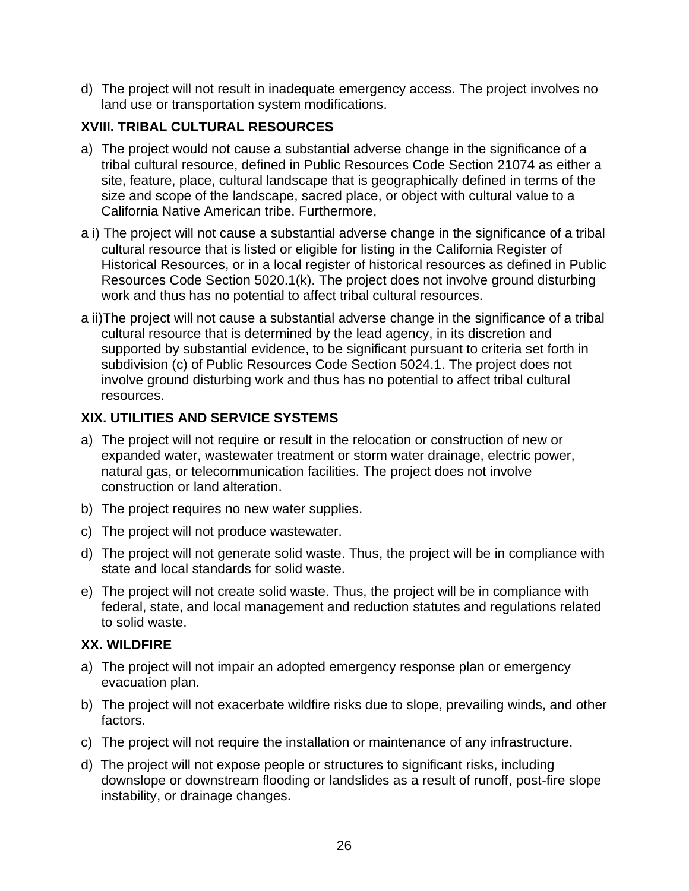d) The project will not result in inadequate emergency access. The project involves no land use or transportation system modifications.

### XVIII. TRIBAL CULTURAL RESOURCES

a) The project would not cause a substantial adverse change in the significance of a tribal cultural resource, defined in Public Resources Code Section 21074 as either a site, feature, place, cultural landscape that is geographically defined in terms of the size and scope of the landscape, sacred place, or object with cultural value to a California Native American tribe. Furthermore,

a i) The project will not cause a substantial adverse change in the significance of a tribal cultural resource that is listed or eligible for listing in the California Register of Historical Resources, or in a local register of historical resources as defined in Public Resources Code Section 5020.1(k). The project does not involve ground disturbing work and thus has no potential to affect tribal cultural resources.

a ii)The project will not cause a substantial adverse change in the significance of a tribal cultural resource that is determined by the lead agency, in its discretion and supported by substantial evidence, to be significant pursuant to criteria set forth in subdivision (c) of Public Resources Code Section 5024.1. The project does not involve ground disturbing work and thus has no potential to affect tribal cultural resources.

### XIX. UTILITIES AND SERVICE SYSTEMS

a) The project will not require or result in the relocation or construction of new or expanded water, wastewater treatment or storm water drainage, electric power, natural gas, or telecommunication facilities. The project does not involve construction or land alteration.

b) The project requires no new water supplies.

c) The project will not produce wastewater.

d) The project will not generate solid waste. Thus, the project will be in compliance with state and local standards for solid waste.

e) The project will not create solid waste. Thus, the project will be in compliance with federal, state, and local management and reduction statutes and regulations related to solid waste.

### XX. WILDFIRE

a) The project will not impair an adopted emergency response plan or emergency evacuation plan.

b) The project will not exacerbate wildfire risks due to slope, prevailing winds, and other factors.

c) The project will not require the installation or maintenance of any infrastructure.

d) The project will not expose people or structures to significant risks, including downslope or downstream flooding or landslides as a result of runoff, post-fire slope instability, or drainage changes.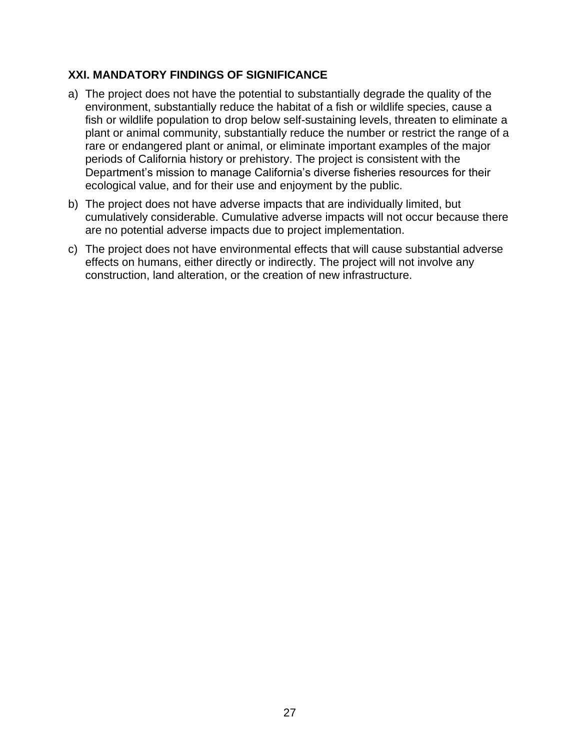## XXI. MANDATORY FINDINGS OF SIGNIFICANCE

a) The project does not have the potential to substantially degrade the quality of the environment, substantially reduce the habitat of a fish or wildlife species, cause a fish or wildlife population to drop below self-sustaining levels, threaten to eliminate a plant or animal community, substantially reduce the number or restrict the range of a rare or endangered plant or animal, or eliminate important examples of the major periods of California history or prehistory. The project is consistent with the Department's mission to manage California's diverse fisheries resources for their ecological value, and for their use and enjoyment by the public.

b) The project does not have adverse impacts that are individually limited, but cumulatively considerable. Cumulative adverse impacts will not occur because there are no potential adverse impacts due to project implementation.

c) The project does not have environmental effects that will cause substantial adverse effects on humans, either directly or indirectly. The project will not involve any construction, land alteration, or the creation of new infrastructure.